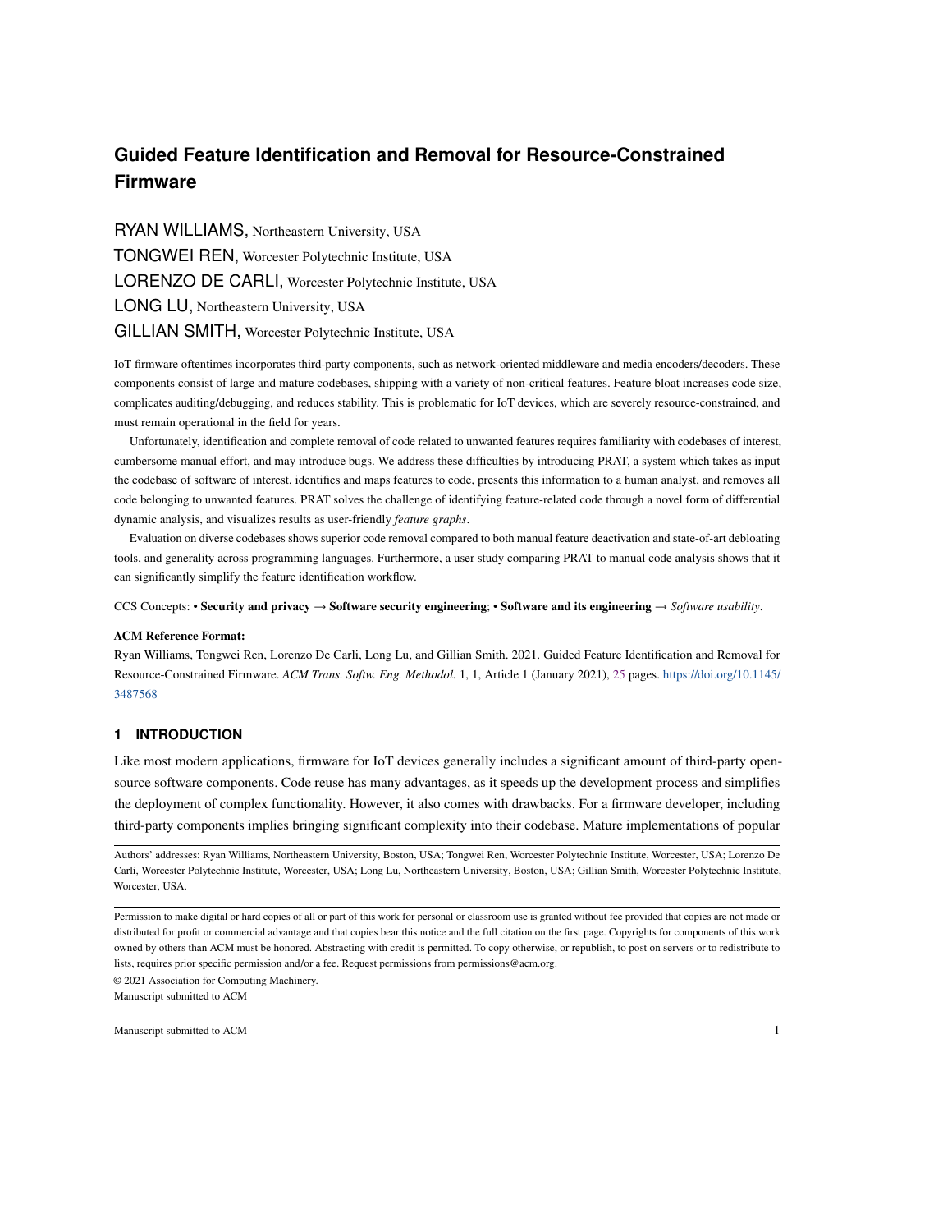# Guided Feature Identification and Removal for Resource-Constrained Firmware

RYAN WILLIAMS, Northeastern University, USA

TONGWEI REN, Worcester Polytechnic Institute, USA

LORENZO DE CARLI, Worcester Polytechnic Institute, USA

LONG LU, Northeastern University, USA

GILLIAN SMITH, Worcester Polytechnic Institute, USA

IoT firmware oftentimes incorporates third-party components, such as network-oriented middleware and media encoders/decoders. These components consist of large and mature codebases, shipping with a variety of non-critical features. Feature bloat increases code size, complicates auditing/debugging, and reduces stability. This is problematic for IoT devices, which are severely resource-constrained, and must remain operational in the field for years.

Unfortunately, identification and complete removal of code related to unwanted features requires familiarity with codebases of interest, cumbersome manual effort, and may introduce bugs. We address these difficulties by introducing PRAT, a system which takes as input the codebase of software of interest, identifies and maps features to code, presents this information to a human analyst, and removes all code belonging to unwanted features. PRAT solves the challenge of identifying feature-related code through a novel form of differential dynamic analysis, and visualizes results as user-friendly *feature graphs*.

Evaluation on diverse codebases shows superior code removal compared to both manual feature deactivation and state-of-art debloating tools, and generality across programming languages. Furthermore, a user study comparing PRAT to manual code analysis shows that it can significantly simplify the feature identification workflow.

CCS Concepts: • **Security and privacy** → **Software security engineering**; • **Software and its engineering** → *Software usability*.

**ACM Reference Format:**

Ryan Williams, Tongwei Ren, Lorenzo De Carli, Long Lu, and Gillian Smith. 2021. Guided Feature Identification and Removal for Resource-Constrained Firmware. *ACM Trans. Softw. Eng. Methodol.* 1, 1, Article 1 (January 2021), 25 pages. https://doi.org/10.1145/3487568

## 1 INTRODUCTION

Like most modern applications, firmware for IoT devices generally includes a significant amount of third-party open-source software components. Code reuse has many advantages, as it speeds up the development process and simplifies the deployment of complex functionality. However, it also comes with drawbacks. For a firmware developer, including third-party components implies bringing significant complexity into their codebase. Mature implementations of popular

---

Authors' addresses: Ryan Williams, Northeastern University, Boston, USA; Tongwei Ren, Worcester Polytechnic Institute, Worcester, USA; Lorenzo De Carli, Worcester Polytechnic Institute, Worcester, USA; Long Lu, Northeastern University, Boston, USA; Gillian Smith, Worcester Polytechnic Institute, Worcester, USA.

Permission to make digital or hard copies of all or part of this work for personal or classroom use is granted without fee provided that copies are not made or distributed for profit or commercial advantage and that copies bear this notice and the full citation on the first page. Copyrights for components of this work owned by others than ACM must be honored. Abstracting with credit is permitted. To copy otherwise, or republish, to post on servers or to redistribute to lists, requires prior specific permission and/or a fee. Request permissions from permissions@acm.org.

© 2021 Association for Computing Machinery.

Manuscript submitted to ACM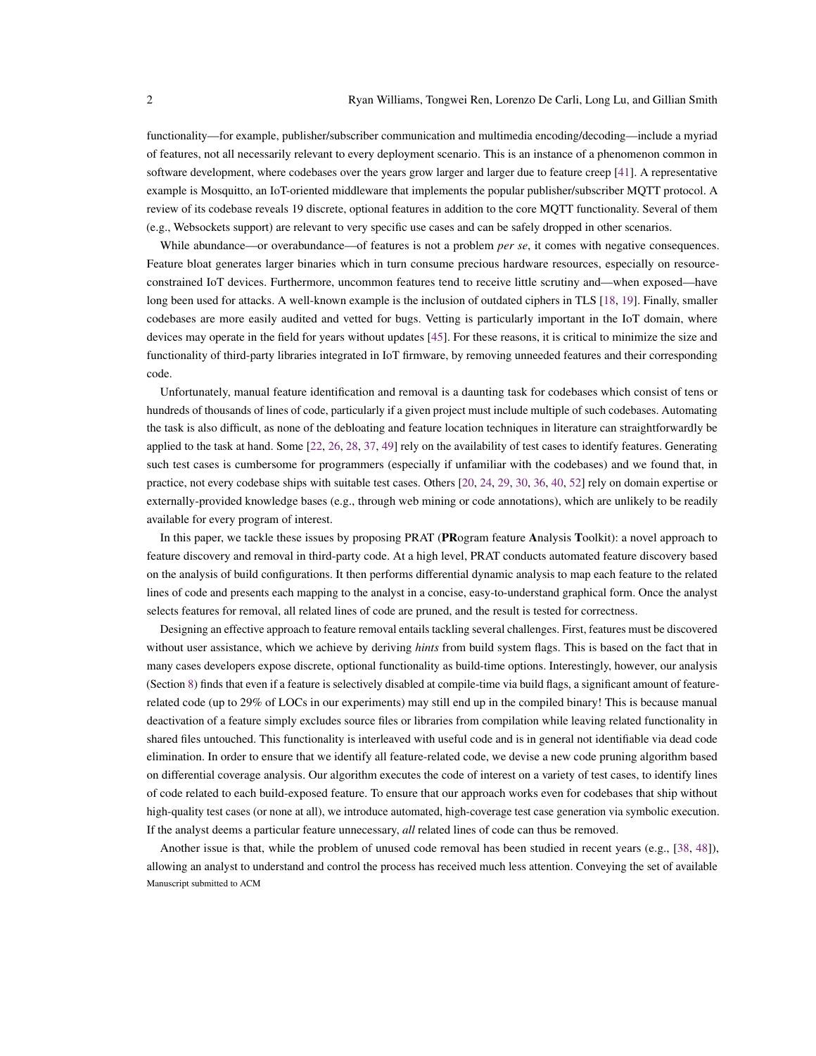functionality—for example, publisher/subscriber communication and multimedia encoding/decoding—include a myriad of features, not all necessarily relevant to every deployment scenario. This is an instance of a phenomenon common in software development, where codebases over the years grow larger and larger due to feature creep [41]. A representative example is Mosquitto, an IoT-oriented middleware that implements the popular publisher/subscriber MQTT protocol. A review of its codebase reveals 19 discrete, optional features in addition to the core MQTT functionality. Several of them (e.g., Websockets support) are relevant to very specific use cases and can be safely dropped in other scenarios.

While abundance—or overabundance—of features is not a problem *per se*, it comes with negative consequences. Feature bloat generates larger binaries which in turn consume precious hardware resources, especially on resource-constrained IoT devices. Furthermore, uncommon features tend to receive little scrutiny and—when exposed—have long been used for attacks. A well-known example is the inclusion of outdated ciphers in TLS [18, 19]. Finally, smaller codebases are more easily audited and vetted for bugs. Vetting is particularly important in the IoT domain, where devices may operate in the field for years without updates [45]. For these reasons, it is critical to minimize the size and functionality of third-party libraries integrated in IoT firmware, by removing unneeded features and their corresponding code.

Unfortunately, manual feature identification and removal is a daunting task for codebases which consist of tens or hundreds of thousands of lines of code, particularly if a given project must include multiple of such codebases. Automating the task is also difficult, as none of the debloating and feature location techniques in literature can straightforwardly be applied to the task at hand. Some [22, 26, 28, 37, 49] rely on the availability of test cases to identify features. Generating such test cases is cumbersome for programmers (especially if unfamiliar with the codebases) and we found that, in practice, not every codebase ships with suitable test cases. Others [20, 24, 29, 30, 36, 40, 52] rely on domain expertise or externally-provided knowledge bases (e.g., through web mining or code annotations), which are unlikely to be readily available for every program of interest.

In this paper, we tackle these issues by proposing PRAT (**PR**ogram feature **A**nalysis **T**oolkit): a novel approach to feature discovery and removal in third-party code. At a high level, PRAT conducts automated feature discovery based on the analysis of build configurations. It then performs differential dynamic analysis to map each feature to the related lines of code and presents each mapping to the analyst in a concise, easy-to-understand graphical form. Once the analyst selects features for removal, all related lines of code are pruned, and the result is tested for correctness.

Designing an effective approach to feature removal entails tackling several challenges. First, features must be discovered without user assistance, which we achieve by deriving *hints* from build system flags. This is based on the fact that in many cases developers expose discrete, optional functionality as build-time options. Interestingly, however, our analysis (Section 8) finds that even if a feature is selectively disabled at compile-time via build flags, a significant amount of feature-related code (up to 29% of LOCs in our experiments) may still end up in the compiled binary! This is because manual deactivation of a feature simply excludes source files or libraries from compilation while leaving related functionality in shared files untouched. This functionality is interleaved with useful code and is in general not identifiable via dead code elimination. In order to ensure that we identify all feature-related code, we devise a new code pruning algorithm based on differential coverage analysis. Our algorithm executes the code of interest on a variety of test cases, to identify lines of code related to each build-exposed feature. To ensure that our approach works even for codebases that ship without high-quality test cases (or none at all), we introduce automated, high-coverage test case generation via symbolic execution. If the analyst deems a particular feature unnecessary, *all* related lines of code can thus be removed.

Another issue is that, while the problem of unused code removal has been studied in recent years (e.g., [38, 48]), allowing an analyst to understand and control the process has received much less attention. Conveying the set of available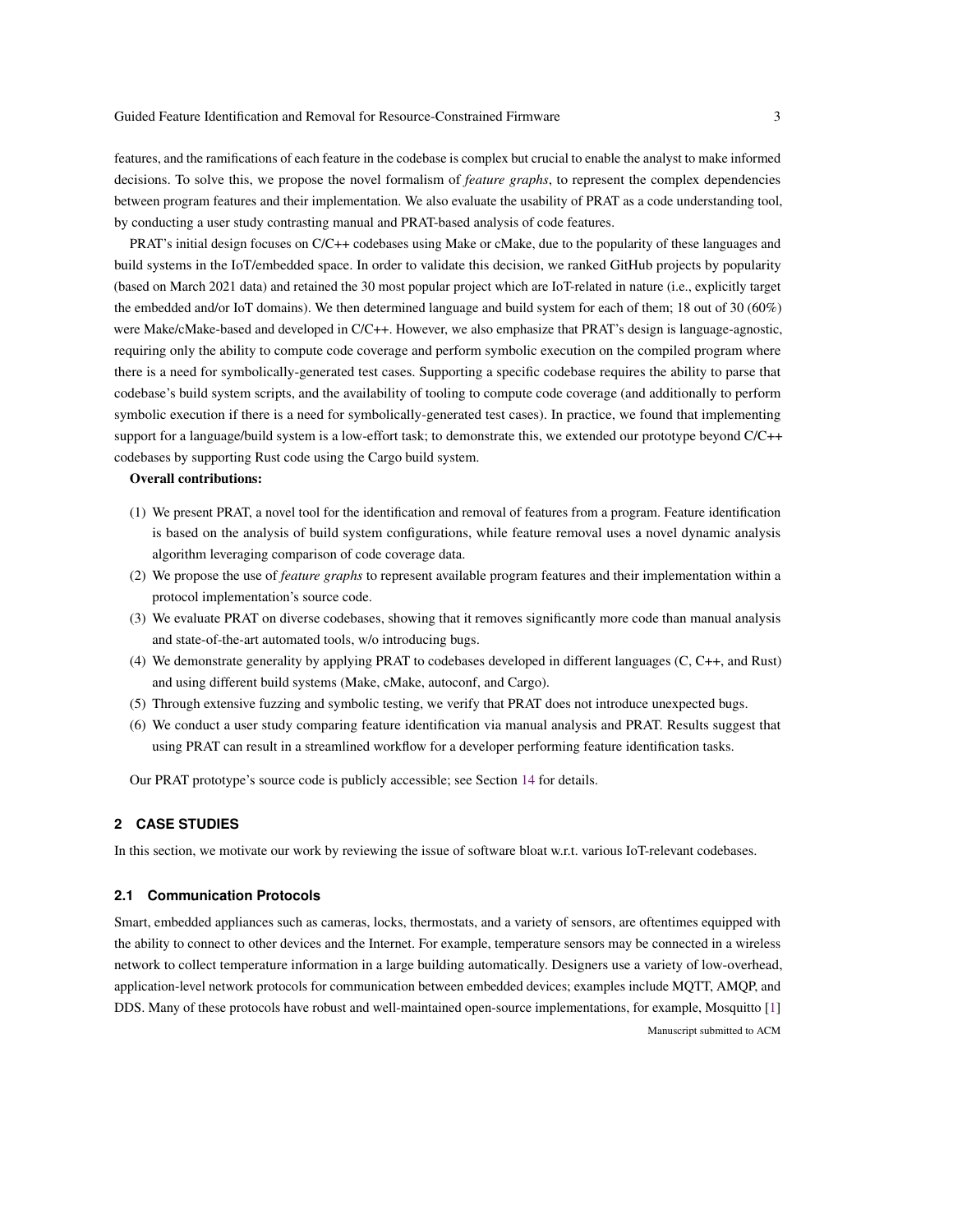features, and the ramifications of each feature in the codebase is complex but crucial to enable the analyst to make informed decisions. To solve this, we propose the novel formalism of *feature graphs*, to represent the complex dependencies between program features and their implementation. We also evaluate the usability of PRAT as a code understanding tool, by conducting a user study contrasting manual and PRAT-based analysis of code features.

PRAT's initial design focuses on C/C++ codebases using Make or cMake, due to the popularity of these languages and build systems in the IoT/embedded space. In order to validate this decision, we ranked GitHub projects by popularity (based on March 2021 data) and retained the 30 most popular project which are IoT-related in nature (i.e., explicitly target the embedded and/or IoT domains). We then determined language and build system for each of them; 18 out of 30 (60%) were Make/cMake-based and developed in C/C++. However, we also emphasize that PRAT's design is language-agnostic, requiring only the ability to compute code coverage and perform symbolic execution on the compiled program where there is a need for symbolically-generated test cases. Supporting a specific codebase requires the ability to parse that codebase's build system scripts, and the availability of tooling to compute code coverage (and additionally to perform symbolic execution if there is a need for symbolically-generated test cases). In practice, we found that implementing support for a language/build system is a low-effort task; to demonstrate this, we extended our prototype beyond C/C++ codebases by supporting Rust code using the Cargo build system.

**Overall contributions:**

(1) We present PRAT, a novel tool for the identification and removal of features from a program. Feature identification is based on the analysis of build system configurations, while feature removal uses a novel dynamic analysis algorithm leveraging comparison of code coverage data.
(2) We propose the use of *feature graphs* to represent available program features and their implementation within a protocol implementation's source code.
(3) We evaluate PRAT on diverse codebases, showing that it removes significantly more code than manual analysis and state-of-the-art automated tools, w/o introducing bugs.
(4) We demonstrate generality by applying PRAT to codebases developed in different languages (C, C++, and Rust) and using different build systems (Make, cMake, autoconf, and Cargo).
(5) Through extensive fuzzing and symbolic testing, we verify that PRAT does not introduce unexpected bugs.
(6) We conduct a user study comparing feature identification via manual analysis and PRAT. Results suggest that using PRAT can result in a streamlined workflow for a developer performing feature identification tasks.

Our PRAT prototype's source code is publicly accessible; see Section 14 for details.

## 2 CASE STUDIES

In this section, we motivate our work by reviewing the issue of software bloat w.r.t. various IoT-relevant codebases.

### 2.1 Communication Protocols

Smart, embedded appliances such as cameras, locks, thermostats, and a variety of sensors, are oftentimes equipped with the ability to connect to other devices and the Internet. For example, temperature sensors may be connected in a wireless network to collect temperature information in a large building automatically. Designers use a variety of low-overhead, application-level network protocols for communication between embedded devices; examples include MQTT, AMQP, and DDS. Many of these protocols have robust and well-maintained open-source implementations, for example, Mosquitto [1]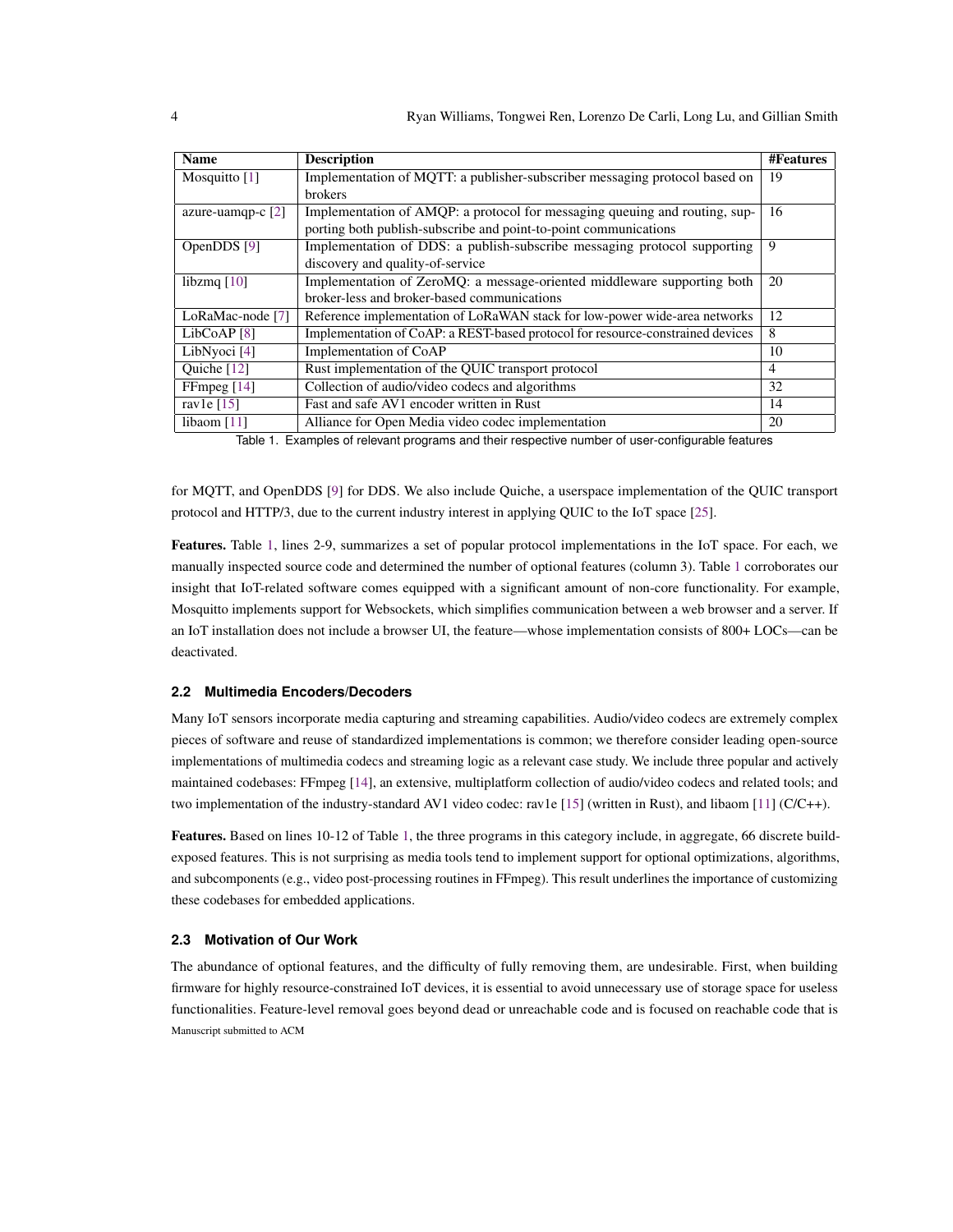| Name | Description | #Features |
| --- | --- | --- |
| Mosquitto [1] | Implementation of MQTT: a publisher-subscriber messaging protocol based on brokers | 19 |
| azure-uamqp-c [2] | Implementation of AMQP: a protocol for messaging queuing and routing, supporting both publish-subscribe and point-to-point communications | 16 |
| OpenDDS [9] | Implementation of DDS: a publish-subscribe messaging protocol supporting discovery and quality-of-service | 9 |
| libzmq [10] | Implementation of ZeroMQ: a message-oriented middleware supporting both broker-less and broker-based communications | 20 |
| LoRaMac-node [7] | Reference implementation of LoRaWAN stack for low-power wide-area networks | 12 |
| LibCoAP [8] | Implementation of CoAP: a REST-based protocol for resource-constrained devices | 8 |
| LibNyoci [4] | Implementation of CoAP | 10 |
| Quiche [12] | Rust implementation of the QUIC transport protocol | 4 |
| FFmpeg [14] | Collection of audio/video codecs and algorithms | 32 |
| rav1e [15] | Fast and safe AV1 encoder written in Rust | 14 |
| libaom [11] | Alliance for Open Media video codec implementation | 20 |

Table 1. Examples of relevant programs and their respective number of user-configurable features

for MQTT, and OpenDDS [9] for DDS. We also include Quiche, a userspace implementation of the QUIC transport protocol and HTTP/3, due to the current industry interest in applying QUIC to the IoT space [25].

**Features.** Table 1, lines 2-9, summarizes a set of popular protocol implementations in the IoT space. For each, we manually inspected source code and determined the number of optional features (column 3). Table 1 corroborates our insight that IoT-related software comes equipped with a significant amount of non-core functionality. For example, Mosquitto implements support for Websockets, which simplifies communication between a web browser and a server. If an IoT installation does not include a browser UI, the feature—whose implementation consists of 800+ LOCs—can be deactivated.

### 2.2 Multimedia Encoders/Decoders

Many IoT sensors incorporate media capturing and streaming capabilities. Audio/video codecs are extremely complex pieces of software and reuse of standardized implementations is common; we therefore consider leading open-source implementations of multimedia codecs and streaming logic as a relevant case study. We include three popular and actively maintained codebases: FFmpeg [14], an extensive, multiplatform collection of audio/video codecs and related tools; and two implementation of the industry-standard AV1 video codec: rav1e [15] (written in Rust), and libaom [11] (C/C++).

**Features.** Based on lines 10-12 of Table 1, the three programs in this category include, in aggregate, 66 discrete build-exposed features. This is not surprising as media tools tend to implement support for optional optimizations, algorithms, and subcomponents (e.g., video post-processing routines in FFmpeg). This result underlines the importance of customizing these codebases for embedded applications.

### 2.3 Motivation of Our Work

The abundance of optional features, and the difficulty of fully removing them, are undesirable. First, when building firmware for highly resource-constrained IoT devices, it is essential to avoid unnecessary use of storage space for useless functionalities. Feature-level removal goes beyond dead or unreachable code and is focused on reachable code that is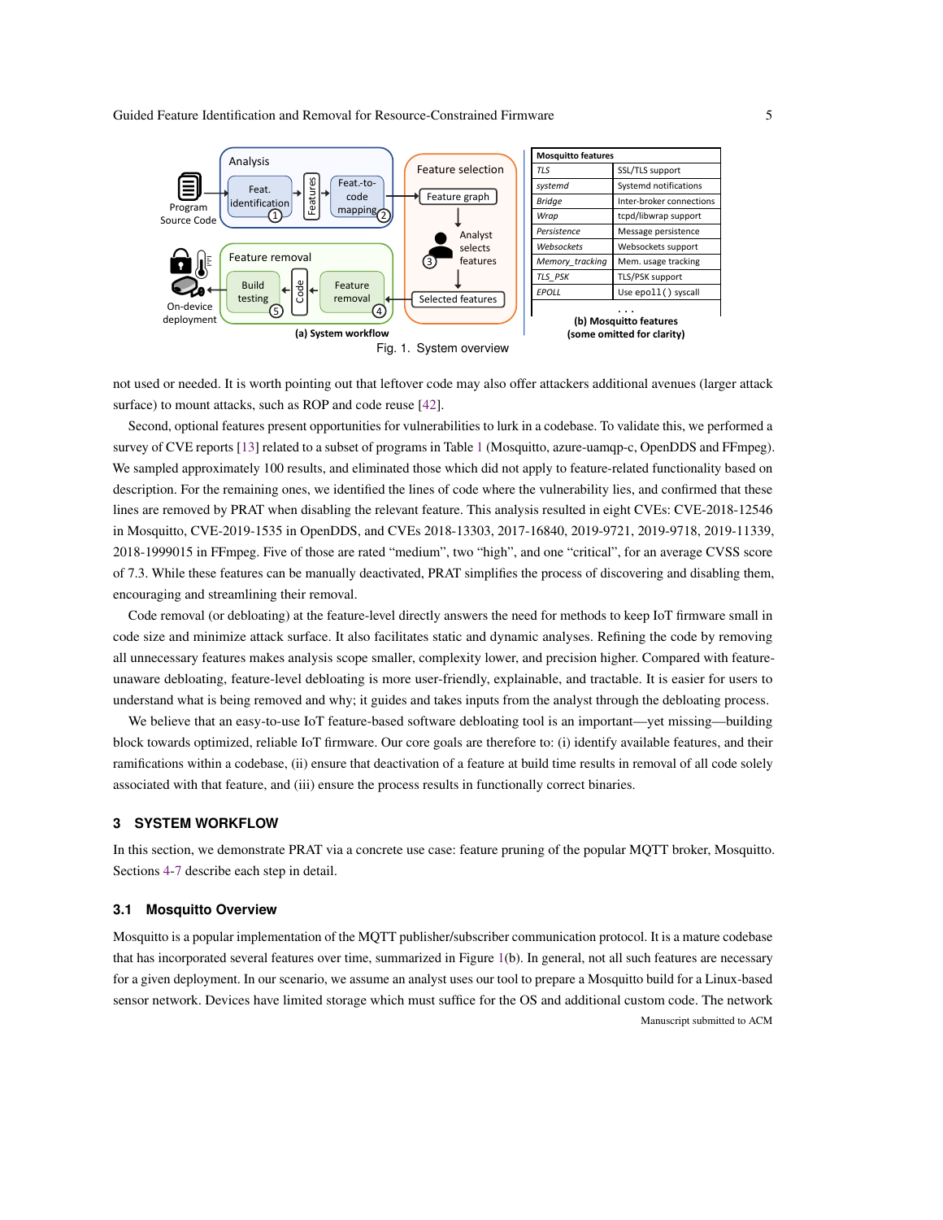| Mosquitto features | |
|---|---|
| *TLS* | SSL/TLS support |
| *systemd* | Systemd notifications |
| *Bridge* | Inter-broker connections |
| *Wrap* | tcpd/libwrap support |
| *Persistence* | Message persistence |
| *Websockets* | Websockets support |
| *Memory_tracking* | Mem. usage tracking |
| *TLS_PSK* | TLS/PSK support |
| *EPOLL* | Use `epoll()` syscall |
| ... | |

**(a) System workflow**

**(b) Mosquitto features (some omitted for clarity)**

Fig. 1. System overview

not used or needed. It is worth pointing out that leftover code may also offer attackers additional avenues (larger attack surface) to mount attacks, such as ROP and code reuse [42].

Second, optional features present opportunities for vulnerabilities to lurk in a codebase. To validate this, we performed a survey of CVE reports [13] related to a subset of programs in Table 1 (Mosquitto, azure-uamqp-c, OpenDDS and FFmpeg). We sampled approximately 100 results, and eliminated those which did not apply to feature-related functionality based on description. For the remaining ones, we identified the lines of code where the vulnerability lies, and confirmed that these lines are removed by PRAT when disabling the relevant feature. This analysis resulted in eight CVEs: CVE-2018-12546 in Mosquitto, CVE-2019-1535 in OpenDDS, and CVEs 2018-13303, 2017-16840, 2019-9721, 2019-9718, 2019-11339, 2018-1999015 in FFmpeg. Five of those are rated "medium", two "high", and one "critical", for an average CVSS score of 7.3. While these features can be manually deactivated, PRAT simplifies the process of discovering and disabling them, encouraging and streamlining their removal.

Code removal (or debloating) at the feature-level directly answers the need for methods to keep IoT firmware small in code size and minimize attack surface. It also facilitates static and dynamic analyses. Refining the code by removing all unnecessary features makes analysis scope smaller, complexity lower, and precision higher. Compared with feature-unaware debloating, feature-level debloating is more user-friendly, explainable, and tractable. It is easier for users to understand what is being removed and why; it guides and takes inputs from the analyst through the debloating process.

We believe that an easy-to-use IoT feature-based software debloating tool is an important—yet missing—building block towards optimized, reliable IoT firmware. Our core goals are therefore to: (i) identify available features, and their ramifications within a codebase, (ii) ensure that deactivation of a feature at build time results in removal of all code solely associated with that feature, and (iii) ensure the process results in functionally correct binaries.

## 3 SYSTEM WORKFLOW

In this section, we demonstrate PRAT via a concrete use case: feature pruning of the popular MQTT broker, Mosquitto. Sections 4-7 describe each step in detail.

### 3.1 Mosquitto Overview

Mosquitto is a popular implementation of the MQTT publisher/subscriber communication protocol. It is a mature codebase that has incorporated several features over time, summarized in Figure 1(b). In general, not all such features are necessary for a given deployment. In our scenario, we assume an analyst uses our tool to prepare a Mosquitto build for a Linux-based sensor network. Devices have limited storage which must suffice for the OS and additional custom code. The network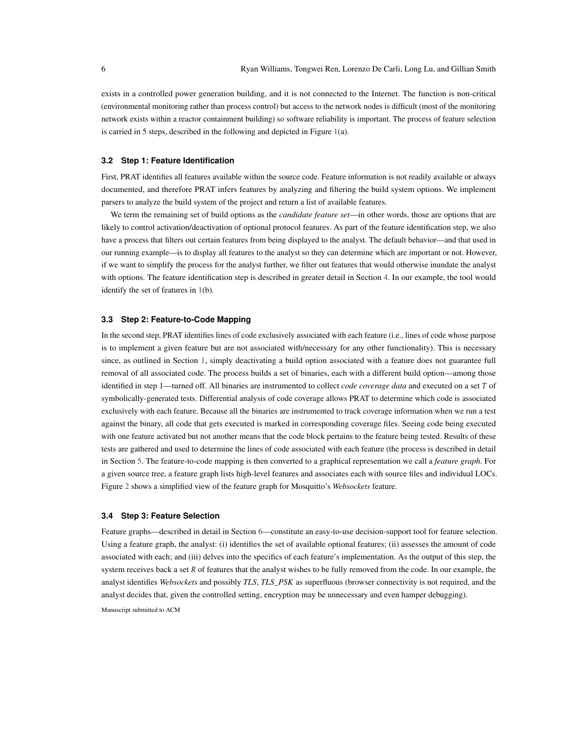exists in a controlled power generation building, and it is not connected to the Internet. The function is non-critical (environmental monitoring rather than process control) but access to the network nodes is difficult (most of the monitoring network exists within a reactor containment building) so software reliability is important. The process of feature selection is carried in 5 steps, described in the following and depicted in Figure 1(a).

### 3.2 Step 1: Feature Identification

First, PRAT identifies all features available within the source code. Feature information is not readily available or always documented, and therefore PRAT infers features by analyzing and filtering the build system options. We implement parsers to analyze the build system of the project and return a list of available features.

We term the remaining set of build options as the *candidate feature set*—in other words, those are options that are likely to control activation/deactivation of optional protocol features. As part of the feature identification step, we also have a process that filters out certain features from being displayed to the analyst. The default behavior—and that used in our running example—is to display all features to the analyst so they can determine which are important or not. However, if we want to simplify the process for the analyst further, we filter out features that would otherwise inundate the analyst with options. The feature identification step is described in greater detail in Section 4. In our example, the tool would identify the set of features in 1(b).

### 3.3 Step 2: Feature-to-Code Mapping

In the second step, PRAT identifies lines of code exclusively associated with each feature (i.e., lines of code whose purpose is to implement a given feature but are not associated with/necessary for any other functionality). This is necessary since, as outlined in Section 1, simply deactivating a build option associated with a feature does not guarantee full removal of all associated code. The process builds a set of binaries, each with a different build option—among those identified in step 1—turned off. All binaries are instrumented to collect *code coverage data* and executed on a set $T$ of symbolically-generated tests. Differential analysis of code coverage allows PRAT to determine which code is associated exclusively with each feature. Because all the binaries are instrumented to track coverage information when we run a test against the binary, all code that gets executed is marked in corresponding coverage files. Seeing code being executed with one feature activated but not another means that the code block pertains to the feature being tested. Results of these tests are gathered and used to determine the lines of code associated with each feature (the process is described in detail in Section 5. The feature-to-code mapping is then converted to a graphical representation we call a *feature graph*. For a given source tree, a feature graph lists high-level features and associates each with source files and individual LOCs. Figure 2 shows a simplified view of the feature graph for Mosquitto's *Websockets* feature.

### 3.4 Step 3: Feature Selection

Feature graphs—described in detail in Section 6—constitute an easy-to-use decision-support tool for feature selection. Using a feature graph, the analyst: (i) identifies the set of available optional features; (ii) assesses the amount of code associated with each; and (iii) delves into the specifics of each feature's implementation. As the output of this step, the system receives back a set $R$ of features that the analyst wishes to be fully removed from the code. In our example, the analyst identifies *Websockets* and possibly *TLS*, *TLS_PSK* as superfluous (browser connectivity is not required, and the analyst decides that, given the controlled setting, encryption may be unnecessary and even hamper debugging).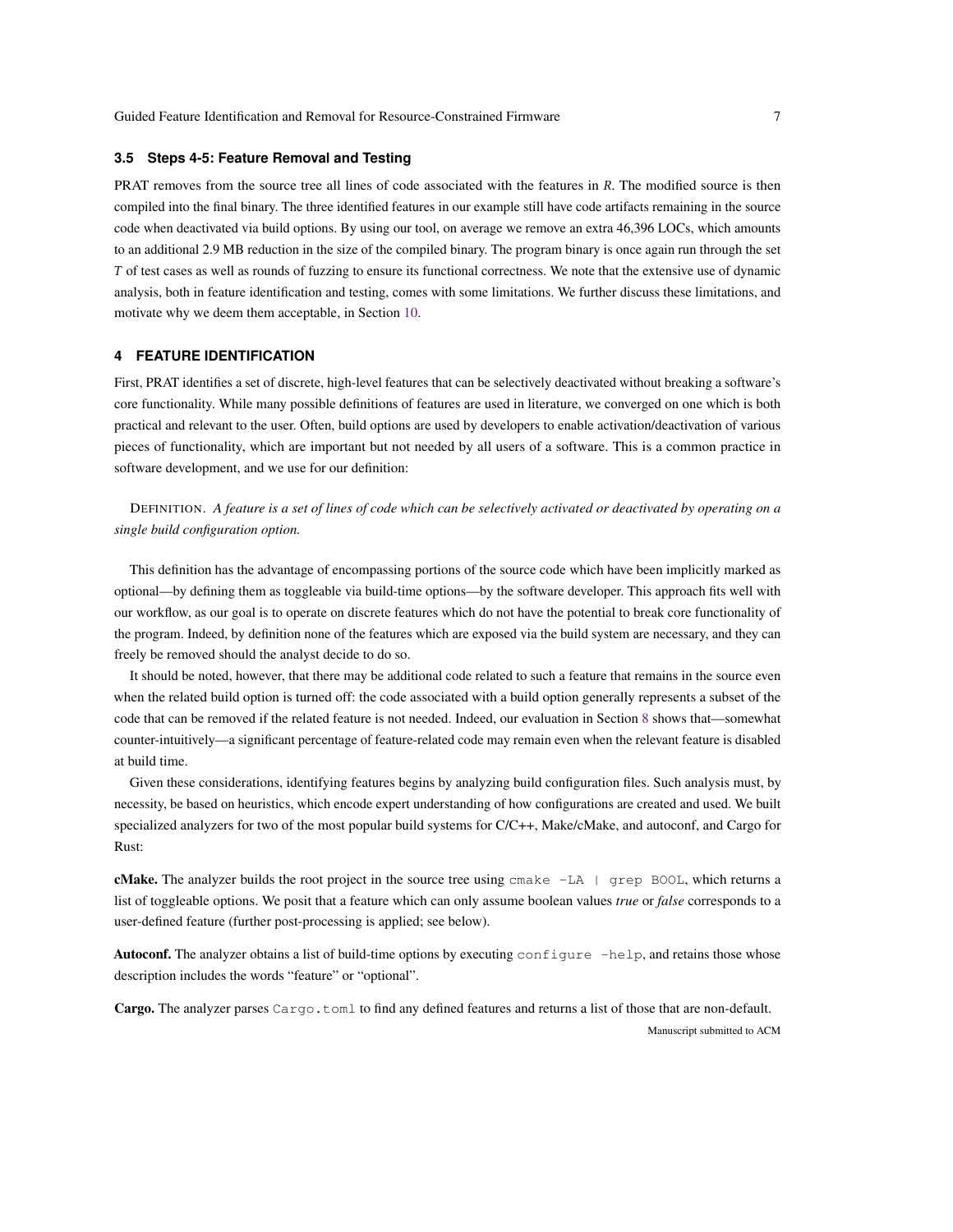### 3.5 Steps 4-5: Feature Removal and Testing

PRAT removes from the source tree all lines of code associated with the features in $R$. The modified source is then compiled into the final binary. The three identified features in our example still have code artifacts remaining in the source code when deactivated via build options. By using our tool, on average we remove an extra 46,396 LOCs, which amounts to an additional 2.9 MB reduction in the size of the compiled binary. The program binary is once again run through the set $T$ of test cases as well as rounds of fuzzing to ensure its functional correctness. We note that the extensive use of dynamic analysis, both in feature identification and testing, comes with some limitations. We further discuss these limitations, and motivate why we deem them acceptable, in Section 10.

## 4 FEATURE IDENTIFICATION

First, PRAT identifies a set of discrete, high-level features that can be selectively deactivated without breaking a software's core functionality. While many possible definitions of features are used in literature, we converged on one which is both practical and relevant to the user. Often, build options are used by developers to enable activation/deactivation of various pieces of functionality, which are important but not needed by all users of a software. This is a common practice in software development, and we use for our definition:

DEFINITION. *A feature is a set of lines of code which can be selectively activated or deactivated by operating on a single build configuration option.*

This definition has the advantage of encompassing portions of the source code which have been implicitly marked as optional—by defining them as toggleable via build-time options—by the software developer. This approach fits well with our workflow, as our goal is to operate on discrete features which do not have the potential to break core functionality of the program. Indeed, by definition none of the features which are exposed via the build system are necessary, and they can freely be removed should the analyst decide to do so.

It should be noted, however, that there may be additional code related to such a feature that remains in the source even when the related build option is turned off: the code associated with a build option generally represents a subset of the code that can be removed if the related feature is not needed. Indeed, our evaluation in Section 8 shows that—somewhat counter-intuitively—a significant percentage of feature-related code may remain even when the relevant feature is disabled at build time.

Given these considerations, identifying features begins by analyzing build configuration files. Such analysis must, by necessity, be based on heuristics, which encode expert understanding of how configurations are created and used. We built specialized analyzers for two of the most popular build systems for C/C++, Make/cMake, and autoconf, and Cargo for Rust:

**cMake.** The analyzer builds the root project in the source tree using `cmake -LA | grep BOOL`, which returns a list of toggleable options. We posit that a feature which can only assume boolean values *true* or *false* corresponds to a user-defined feature (further post-processing is applied; see below).

**Autoconf.** The analyzer obtains a list of build-time options by executing `configure -help`, and retains those whose description includes the words "feature" or "optional".

**Cargo.** The analyzer parses `Cargo.toml` to find any defined features and returns a list of those that are non-default.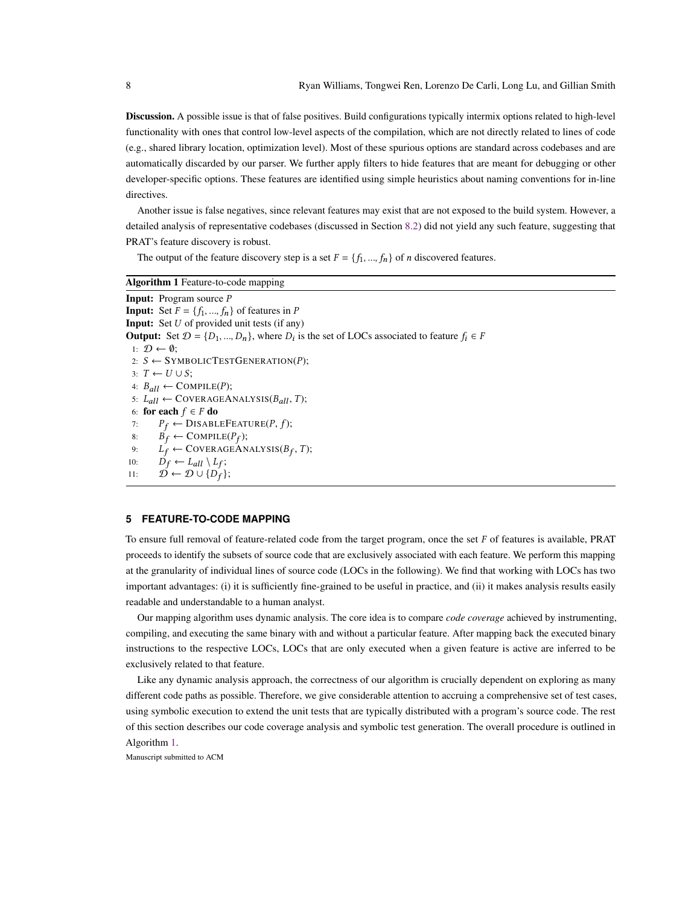**Discussion.** A possible issue is that of false positives. Build configurations typically intermix options related to high-level functionality with ones that control low-level aspects of the compilation, which are not directly related to lines of code (e.g., shared library location, optimization level). Most of these spurious options are standard across codebases and are automatically discarded by our parser. We further apply filters to hide features that are meant for debugging or other developer-specific options. These features are identified using simple heuristics about naming conventions for in-line directives.

Another issue is false negatives, since relevant features may exist that are not exposed to the build system. However, a detailed analysis of representative codebases (discussed in Section 8.2) did not yield any such feature, suggesting that PRAT's feature discovery is robust.

The output of the feature discovery step is a set $F = \{f_1, ..., f_n\}$ of $n$ discovered features.

---

**Algorithm 1** Feature-to-code mapping

---

**Input:** Program source $P$
**Input:** Set $F = \{f_1, ..., f_n\}$ of features in $P$
**Input:** Set $U$ of provided unit tests (if any)
**Output:** Set $\mathcal{D} = \{D_1, ..., D_n\}$, where $D_i$ is the set of LOCs associated to feature $f_i \in F$

1: $\mathcal{D} \leftarrow \emptyset$;
2: $S \leftarrow$ SymbolicTestGeneration($P$);
3: $T \leftarrow U \cup S$;
4: $B_{all} \leftarrow$ Compile($P$);
5: $L_{all} \leftarrow$ CoverageAnalysis($B_{all}$, $T$);
6: **for each** $f \in F$ **do**
7: $\quad P_f \leftarrow$ DisableFeature($P$, $f$);
8: $\quad B_f \leftarrow$ Compile($P_f$);
9: $\quad L_f \leftarrow$ CoverageAnalysis($B_f$, $T$);
10: $\quad D_f \leftarrow L_{all} \setminus L_f$;
11: $\quad \mathcal{D} \leftarrow \mathcal{D} \cup \{D_f\}$;

---

## 5 FEATURE-TO-CODE MAPPING

To ensure full removal of feature-related code from the target program, once the set $F$ of features is available, PRAT proceeds to identify the subsets of source code that are exclusively associated with each feature. We perform this mapping at the granularity of individual lines of source code (LOCs in the following). We find that working with LOCs has two important advantages: (i) it is sufficiently fine-grained to be useful in practice, and (ii) it makes analysis results easily readable and understandable to a human analyst.

Our mapping algorithm uses dynamic analysis. The core idea is to compare *code coverage* achieved by instrumenting, compiling, and executing the same binary with and without a particular feature. After mapping back the executed binary instructions to the respective LOCs, LOCs that are only executed when a given feature is active are inferred to be exclusively related to that feature.

Like any dynamic analysis approach, the correctness of our algorithm is crucially dependent on exploring as many different code paths as possible. Therefore, we give considerable attention to accruing a comprehensive set of test cases, using symbolic execution to extend the unit tests that are typically distributed with a program's source code. The rest of this section describes our code coverage analysis and symbolic test generation. The overall procedure is outlined in Algorithm 1.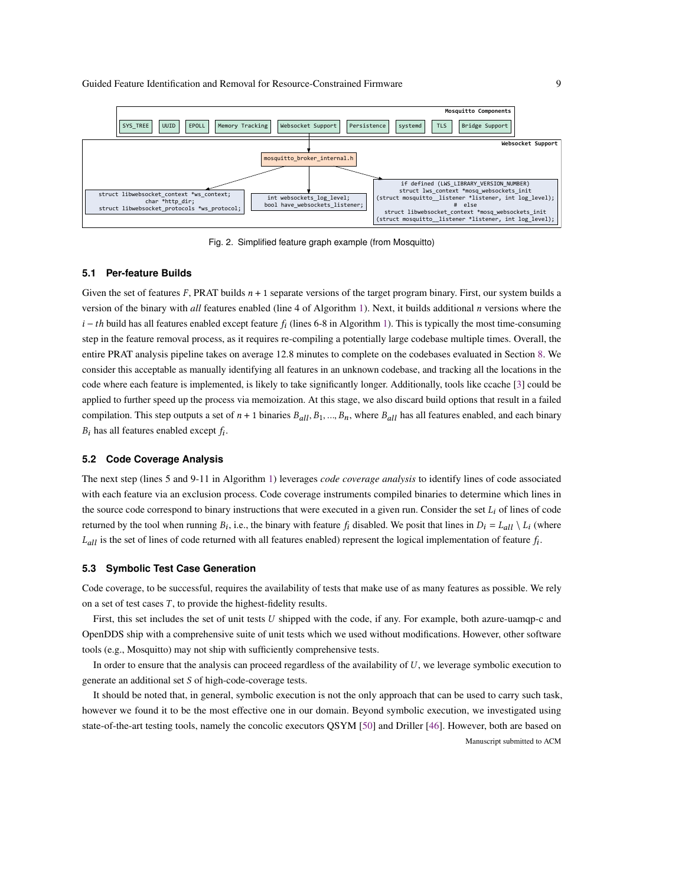Mosquitto Components

SYS_TREE | UUID | EPOLL | Memory Tracking | Websocket Support | Persistence | systemd | TLS | Bridge Support

Websocket Support

mosquitto_broker_internal.h

```
struct libwebsocket_context *ws_context;
char *http_dir;
struct libwebsocket_protocols *ws_protocol;
```

```
int websockets_log_level;
bool have_websockets_listener;
```

```
if defined (LWS_LIBRARY_VERSION_NUMBER)
struct lws_context *mosq_websockets_init
(struct mosquitto__listener *listener, int log_level);
# else
struct libwebsocket_context *mosq_websockets_init
(struct mosquitto__listener *listener, int log_level);
```

Fig. 2. Simplified feature graph example (from Mosquitto)

### 5.1 Per-feature Builds

Given the set of features $F$, PRAT builds $n + 1$ separate versions of the target program binary. First, our system builds a version of the binary with *all* features enabled (line 4 of Algorithm 1). Next, it builds additional $n$ versions where the $i - th$ build has all features enabled except feature $f_i$ (lines 6-8 in Algorithm 1). This is typically the most time-consuming step in the feature removal process, as it requires re-compiling a potentially large codebase multiple times. Overall, the entire PRAT analysis pipeline takes on average 12.8 minutes to complete on the codebases evaluated in Section 8. We consider this acceptable as manually identifying all features in an unknown codebase, and tracking all the locations in the code where each feature is implemented, is likely to take significantly longer. Additionally, tools like ccache [3] could be applied to further speed up the process via memoization. At this stage, we also discard build options that result in a failed compilation. This step outputs a set of $n + 1$ binaries $B_{all}, B_1, ..., B_n$, where $B_{all}$ has all features enabled, and each binary $B_i$ has all features enabled except $f_i$.

### 5.2 Code Coverage Analysis

The next step (lines 5 and 9-11 in Algorithm 1) leverages *code coverage analysis* to identify lines of code associated with each feature via an exclusion process. Code coverage instruments compiled binaries to determine which lines in the source code correspond to binary instructions that were executed in a given run. Consider the set $L_i$ of lines of code returned by the tool when running $B_i$, i.e., the binary with feature $f_i$ disabled. We posit that lines in $D_i = L_{all} \setminus L_i$ (where $L_{all}$ is the set of lines of code returned with all features enabled) represent the logical implementation of feature $f_i$.

### 5.3 Symbolic Test Case Generation

Code coverage, to be successful, requires the availability of tests that make use of as many features as possible. We rely on a set of test cases $T$, to provide the highest-fidelity results.

First, this set includes the set of unit tests $U$ shipped with the code, if any. For example, both azure-uamqp-c and OpenDDS ship with a comprehensive suite of unit tests which we used without modifications. However, other software tools (e.g., Mosquitto) may not ship with sufficiently comprehensive tests.

In order to ensure that the analysis can proceed regardless of the availability of $U$, we leverage symbolic execution to generate an additional set $S$ of high-code-coverage tests.

It should be noted that, in general, symbolic execution is not the only approach that can be used to carry such task, however we found it to be the most effective one in our domain. Beyond symbolic execution, we investigated using state-of-the-art testing tools, namely the concolic executors QSYM [50] and Driller [46]. However, both are based on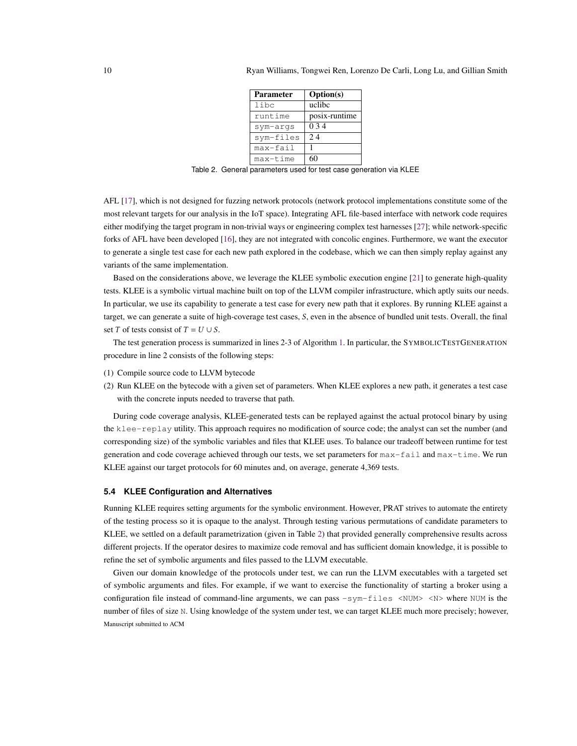| Parameter | Option(s) |
|---|---|
| libc | uclibc |
| runtime | posix-runtime |
| sym-args | 0 3 4 |
| sym-files | 2 4 |
| max-fail | 1 |
| max-time | 60 |

Table 2. General parameters used for test case generation via KLEE

AFL [17], which is not designed for fuzzing network protocols (network protocol implementations constitute some of the most relevant targets for our analysis in the IoT space). Integrating AFL file-based interface with network code requires either modifying the target program in non-trivial ways or engineering complex test harnesses [27]; while network-specific forks of AFL have been developed [16], they are not integrated with concolic engines. Furthermore, we want the executor to generate a single test case for each new path explored in the codebase, which we can then simply replay against any variants of the same implementation.

Based on the considerations above, we leverage the KLEE symbolic execution engine [21] to generate high-quality tests. KLEE is a symbolic virtual machine built on top of the LLVM compiler infrastructure, which aptly suits our needs. In particular, we use its capability to generate a test case for every new path that it explores. By running KLEE against a target, we can generate a suite of high-coverage test cases, *S*, even in the absence of bundled unit tests. Overall, the final set *T* of tests consist of $T = U \cup S$.

The test generation process is summarized in lines 2-3 of Algorithm 1. In particular, the SymbolicTestGeneration procedure in line 2 consists of the following steps:

(1) Compile source code to LLVM bytecode
(2) Run KLEE on the bytecode with a given set of parameters. When KLEE explores a new path, it generates a test case with the concrete inputs needed to traverse that path.

During code coverage analysis, KLEE-generated tests can be replayed against the actual protocol binary by using the `klee-replay` utility. This approach requires no modification of source code; the analyst can set the number (and corresponding size) of the symbolic variables and files that KLEE uses. To balance our tradeoff between runtime for test generation and code coverage achieved through our tests, we set parameters for `max-fail` and `max-time`. We run KLEE against our target protocols for 60 minutes and, on average, generate 4,369 tests.

### 5.4 KLEE Configuration and Alternatives

Running KLEE requires setting arguments for the symbolic environment. However, PRAT strives to automate the entirety of the testing process so it is opaque to the analyst. Through testing various permutations of candidate parameters to KLEE, we settled on a default parametrization (given in Table 2) that provided generally comprehensive results across different projects. If the operator desires to maximize code removal and has sufficient domain knowledge, it is possible to refine the set of symbolic arguments and files passed to the LLVM executable.

Given our domain knowledge of the protocols under test, we can run the LLVM executables with a targeted set of symbolic arguments and files. For example, if we want to exercise the functionality of starting a broker using a configuration file instead of command-line arguments, we can pass `-sym-files <NUM> <N>` where `NUM` is the number of files of size `N`. Using knowledge of the system under test, we can target KLEE much more precisely; however,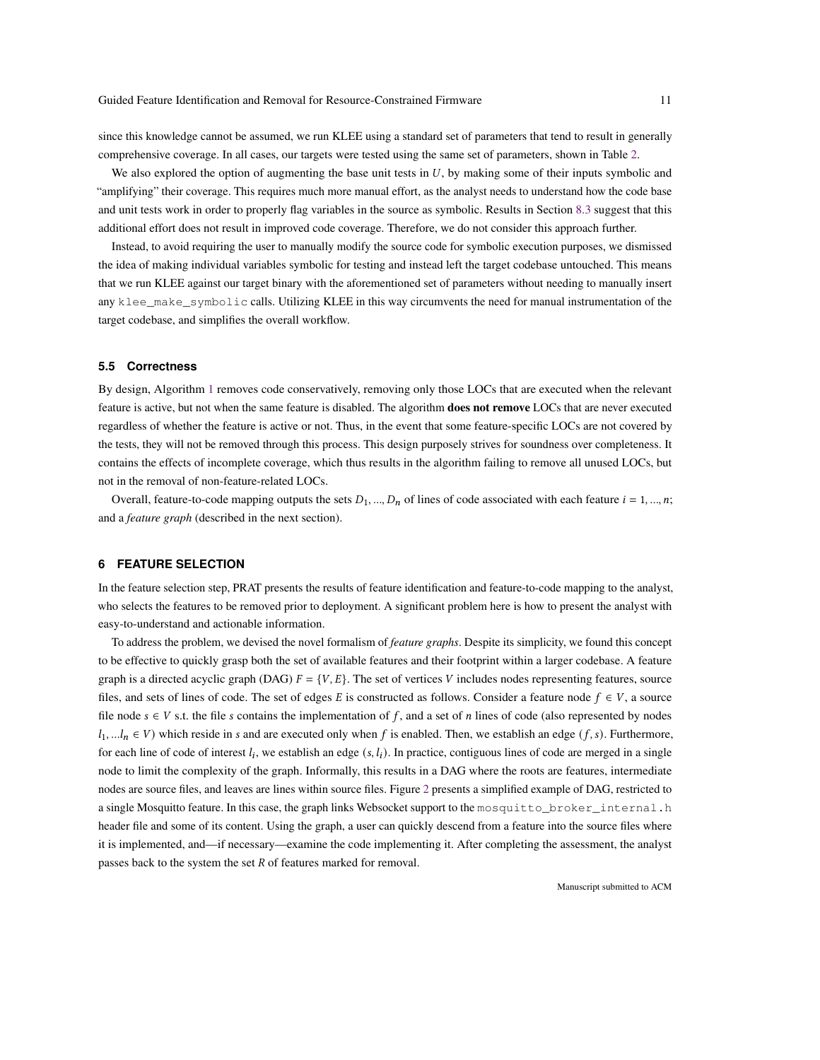since this knowledge cannot be assumed, we run KLEE using a standard set of parameters that tend to result in generally comprehensive coverage. In all cases, our targets were tested using the same set of parameters, shown in Table 2.

We also explored the option of augmenting the base unit tests in $U$, by making some of their inputs symbolic and "amplifying" their coverage. This requires much more manual effort, as the analyst needs to understand how the code base and unit tests work in order to properly flag variables in the source as symbolic. Results in Section 8.3 suggest that this additional effort does not result in improved code coverage. Therefore, we do not consider this approach further.

Instead, to avoid requiring the user to manually modify the source code for symbolic execution purposes, we dismissed the idea of making individual variables symbolic for testing and instead left the target codebase untouched. This means that we run KLEE against our target binary with the aforementioned set of parameters without needing to manually insert any `klee_make_symbolic` calls. Utilizing KLEE in this way circumvents the need for manual instrumentation of the target codebase, and simplifies the overall workflow.

### 5.5 Correctness

By design, Algorithm 1 removes code conservatively, removing only those LOCs that are executed when the relevant feature is active, but not when the same feature is disabled. The algorithm **does not remove** LOCs that are never executed regardless of whether the feature is active or not. Thus, in the event that some feature-specific LOCs are not covered by the tests, they will not be removed through this process. This design purposely strives for soundness over completeness. It contains the effects of incomplete coverage, which thus results in the algorithm failing to remove all unused LOCs, but not in the removal of non-feature-related LOCs.

Overall, feature-to-code mapping outputs the sets $D_1, ..., D_n$ of lines of code associated with each feature $i = 1, ..., n$; and a *feature graph* (described in the next section).

## 6 FEATURE SELECTION

In the feature selection step, PRAT presents the results of feature identification and feature-to-code mapping to the analyst, who selects the features to be removed prior to deployment. A significant problem here is how to present the analyst with easy-to-understand and actionable information.

To address the problem, we devised the novel formalism of *feature graphs*. Despite its simplicity, we found this concept to be effective to quickly grasp both the set of available features and their footprint within a larger codebase. A feature graph is a directed acyclic graph (DAG) $F = \{V, E\}$. The set of vertices $V$ includes nodes representing features, source files, and sets of lines of code. The set of edges $E$ is constructed as follows. Consider a feature node $f \in V$, a source file node $s \in V$ s.t. the file $s$ contains the implementation of $f$, and a set of $n$ lines of code (also represented by nodes $l_1, ...l_n \in V$) which reside in $s$ and are executed only when $f$ is enabled. Then, we establish an edge $(f, s)$. Furthermore, for each line of code of interest $l_i$, we establish an edge $(s, l_i)$. In practice, contiguous lines of code are merged in a single node to limit the complexity of the graph. Informally, this results in a DAG where the roots are features, intermediate nodes are source files, and leaves are lines within source files. Figure 2 presents a simplified example of DAG, restricted to a single Mosquitto feature. In this case, the graph links Websocket support to the `mosquitto_broker_internal.h` header file and some of its content. Using the graph, a user can quickly descend from a feature into the source files where it is implemented, and—if necessary—examine the code implementing it. After completing the assessment, the analyst passes back to the system the set $R$ of features marked for removal.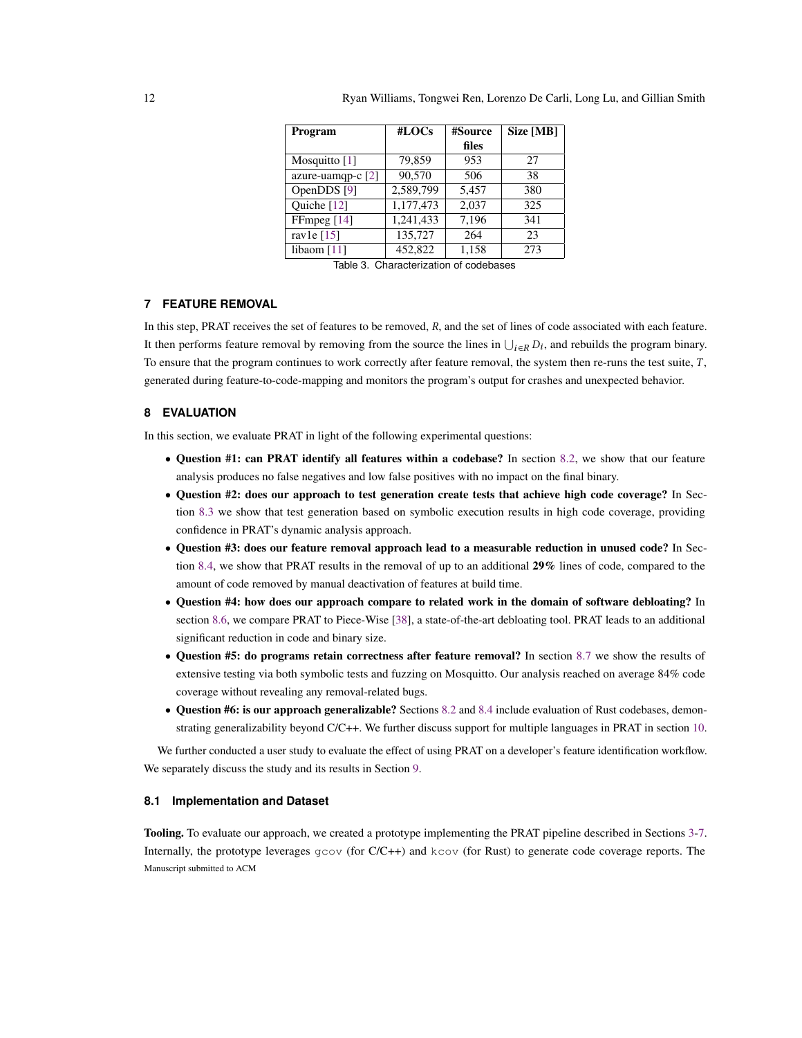| Program | #LOCs | #Source files | Size [MB] |
|---|---|---|---|
| Mosquitto [1] | 79,859 | 953 | 27 |
| azure-uamqp-c [2] | 90,570 | 506 | 38 |
| OpenDDS [9] | 2,589,799 | 5,457 | 380 |
| Quiche [12] | 1,177,473 | 2,037 | 325 |
| FFmpeg [14] | 1,241,433 | 7,196 | 341 |
| rav1e [15] | 135,727 | 264 | 23 |
| libaom [11] | 452,822 | 1,158 | 273 |

Table 3. Characterization of codebases

## 7 FEATURE REMOVAL

In this step, PRAT receives the set of features to be removed, *R*, and the set of lines of code associated with each feature. It then performs feature removal by removing from the source the lines in $\bigcup_{i \in R} D_i$, and rebuilds the program binary. To ensure that the program continues to work correctly after feature removal, the system then re-runs the test suite, *T*, generated during feature-to-code-mapping and monitors the program's output for crashes and unexpected behavior.

## 8 EVALUATION

In this section, we evaluate PRAT in light of the following experimental questions:

- **Question #1: can PRAT identify all features within a codebase?** In section 8.2, we show that our feature analysis produces no false negatives and low false positives with no impact on the final binary.
- **Question #2: does our approach to test generation create tests that achieve high code coverage?** In Section 8.3 we show that test generation based on symbolic execution results in high code coverage, providing confidence in PRAT's dynamic analysis approach.
- **Question #3: does our feature removal approach lead to a measurable reduction in unused code?** In Section 8.4, we show that PRAT results in the removal of up to an additional **29%** lines of code, compared to the amount of code removed by manual deactivation of features at build time.
- **Question #4: how does our approach compare to related work in the domain of software debloating?** In section 8.6, we compare PRAT to Piece-Wise [38], a state-of-the-art debloating tool. PRAT leads to an additional significant reduction in code and binary size.
- **Question #5: do programs retain correctness after feature removal?** In section 8.7 we show the results of extensive testing via both symbolic tests and fuzzing on Mosquitto. Our analysis reached on average 84% code coverage without revealing any removal-related bugs.
- **Question #6: is our approach generalizable?** Sections 8.2 and 8.4 include evaluation of Rust codebases, demonstrating generalizability beyond C/C++. We further discuss support for multiple languages in PRAT in section 10.

We further conducted a user study to evaluate the effect of using PRAT on a developer's feature identification workflow. We separately discuss the study and its results in Section 9.

### 8.1 Implementation and Dataset

**Tooling.** To evaluate our approach, we created a prototype implementing the PRAT pipeline described in Sections 3-7. Internally, the prototype leverages `gcov` (for C/C++) and `kcov` (for Rust) to generate code coverage reports. The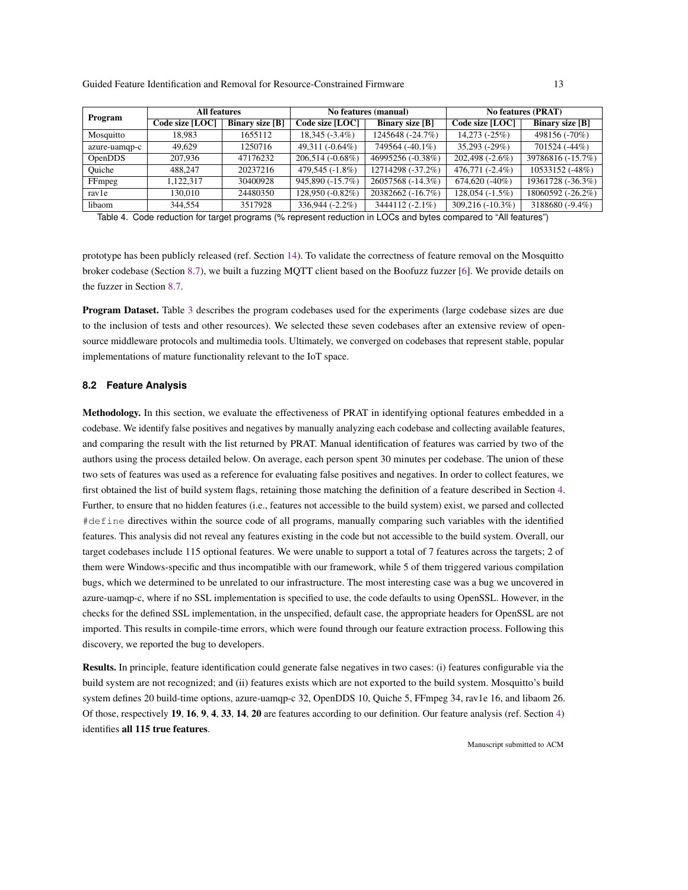| Program | All features | | No features (manual) | | No features (PRAT) | |
|---|---|---|---|---|---|---|
| | Code size [LOC] | Binary size [B] | Code size [LOC] | Binary size [B] | Code size [LOC] | Binary size [B] |
| Mosquitto | 18,983 | 1655112 | 18,345 (-3.4%) | 1245648 (-24.7%) | 14,273 (-25%) | 498156 (-70%) |
| azure-uamqp-c | 49,629 | 1250716 | 49,311 (-0.64%) | 749564 (-40.1%) | 35,293 (-29%) | 701524 (-44%) |
| OpenDDS | 207,936 | 47176232 | 206,514 (-0.68%) | 46995256 (-0.38%) | 202,498 (-2.6%) | 39786816 (-15.7%) |
| Quiche | 488,247 | 20237216 | 479,545 (-1.8%) | 12714298 (-37.2%) | 476,771 (-2.4%) | 10533152 (-48%) |
| FFmpeg | 1,122,317 | 30400928 | 945,890 (-15.7%) | 26057568 (-14.3%) | 674,620 (-40%) | 19361728 (-36.3%) |
| rav1e | 130,010 | 24480350 | 128,950 (-0.82%) | 20382662 (-16.7%) | 128,054 (-1.5%) | 18060592 (-26.2%) |
| libaom | 344,554 | 3517928 | 336,944 (-2.2%) | 3444112 (-2.1%) | 309,216 (-10.3%) | 3188680 (-9.4%) |

Table 4. Code reduction for target programs (% represent reduction in LOCs and bytes compared to "All features")

prototype has been publicly released (ref. Section 14). To validate the correctness of feature removal on the Mosquitto broker codebase (Section 8.7), we built a fuzzing MQTT client based on the Boofuzz fuzzer [6]. We provide details on the fuzzer in Section 8.7.

**Program Dataset.** Table 3 describes the program codebases used for the experiments (large codebase sizes are due to the inclusion of tests and other resources). We selected these seven codebases after an extensive review of open-source middleware protocols and multimedia tools. Ultimately, we converged on codebases that represent stable, popular implementations of mature functionality relevant to the IoT space.

### 8.2 Feature Analysis

**Methodology.** In this section, we evaluate the effectiveness of PRAT in identifying optional features embedded in a codebase. We identify false positives and negatives by manually analyzing each codebase and collecting available features, and comparing the result with the list returned by PRAT. Manual identification of features was carried by two of the authors using the process detailed below. On average, each person spent 30 minutes per codebase. The union of these two sets of features was used as a reference for evaluating false positives and negatives. In order to collect features, we first obtained the list of build system flags, retaining those matching the definition of a feature described in Section 4. Further, to ensure that no hidden features (i.e., features not accessible to the build system) exist, we parsed and collected `#define` directives within the source code of all programs, manually comparing such variables with the identified features. This analysis did not reveal any features existing in the code but not accessible to the build system. Overall, our target codebases include 115 optional features. We were unable to support a total of 7 features across the targets; 2 of them were Windows-specific and thus incompatible with our framework, while 5 of them triggered various compilation bugs, which we determined to be unrelated to our infrastructure. The most interesting case was a bug we uncovered in azure-uamqp-c, where if no SSL implementation is specified to use, the code defaults to using OpenSSL. However, in the checks for the defined SSL implementation, in the unspecified, default case, the appropriate headers for OpenSSL are not imported. This results in compile-time errors, which were found through our feature extraction process. Following this discovery, we reported the bug to developers.

**Results.** In principle, feature identification could generate false negatives in two cases: (i) features configurable via the build system are not recognized; and (ii) features exists which are not exported to the build system. Mosquitto's build system defines 20 build-time options, azure-uamqp-c 32, OpenDDS 10, Quiche 5, FFmpeg 34, rav1e 16, and libaom 26. Of those, respectively **19**, **16**, **9**, **4**, **33**, **14**, **20** are features according to our definition. Our feature analysis (ref. Section 4) identifies **all 115 true features**.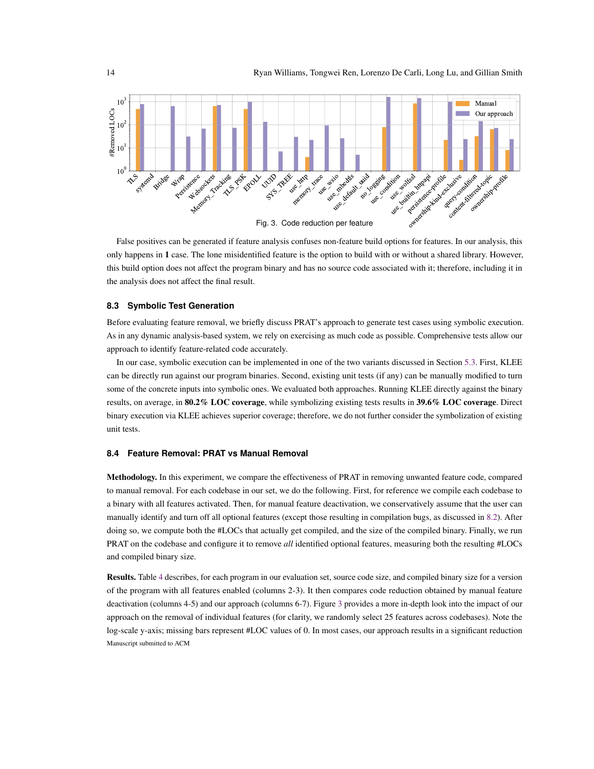Fig. 3. Code reduction per feature

False positives can be generated if feature analysis confuses non-feature build options for features. In our analysis, this only happens in **1** case. The lone misidentified feature is the option to build with or without a shared library. However, this build option does not affect the program binary and has no source code associated with it; therefore, including it in the analysis does not affect the final result.

### 8.3 Symbolic Test Generation

Before evaluating feature removal, we briefly discuss PRAT's approach to generate test cases using symbolic execution. As in any dynamic analysis-based system, we rely on exercising as much code as possible. Comprehensive tests allow our approach to identify feature-related code accurately.

In our case, symbolic execution can be implemented in one of the two variants discussed in Section 5.3. First, KLEE can be directly run against our program binaries. Second, existing unit tests (if any) can be manually modified to turn some of the concrete inputs into symbolic ones. We evaluated both approaches. Running KLEE directly against the binary results, on average, in **80.2% LOC coverage**, while symbolizing existing tests results in **39.6% LOC coverage**. Direct binary execution via KLEE achieves superior coverage; therefore, we do not further consider the symbolization of existing unit tests.

### 8.4 Feature Removal: PRAT vs Manual Removal

**Methodology.** In this experiment, we compare the effectiveness of PRAT in removing unwanted feature code, compared to manual removal. For each codebase in our set, we do the following. First, for reference we compile each codebase to a binary with all features activated. Then, for manual feature deactivation, we conservatively assume that the user can manually identify and turn off all optional features (except those resulting in compilation bugs, as discussed in 8.2). After doing so, we compute both the #LOCs that actually get compiled, and the size of the compiled binary. Finally, we run PRAT on the codebase and configure it to remove *all* identified optional features, measuring both the resulting #LOCs and compiled binary size.

**Results.** Table 4 describes, for each program in our evaluation set, source code size, and compiled binary size for a version of the program with all features enabled (columns 2-3). It then compares code reduction obtained by manual feature deactivation (columns 4-5) and our approach (columns 6-7). Figure 3 provides a more in-depth look into the impact of our approach on the removal of individual features (for clarity, we randomly select 25 features across codebases). Note the log-scale y-axis; missing bars represent #LOC values of 0. In most cases, our approach results in a significant reduction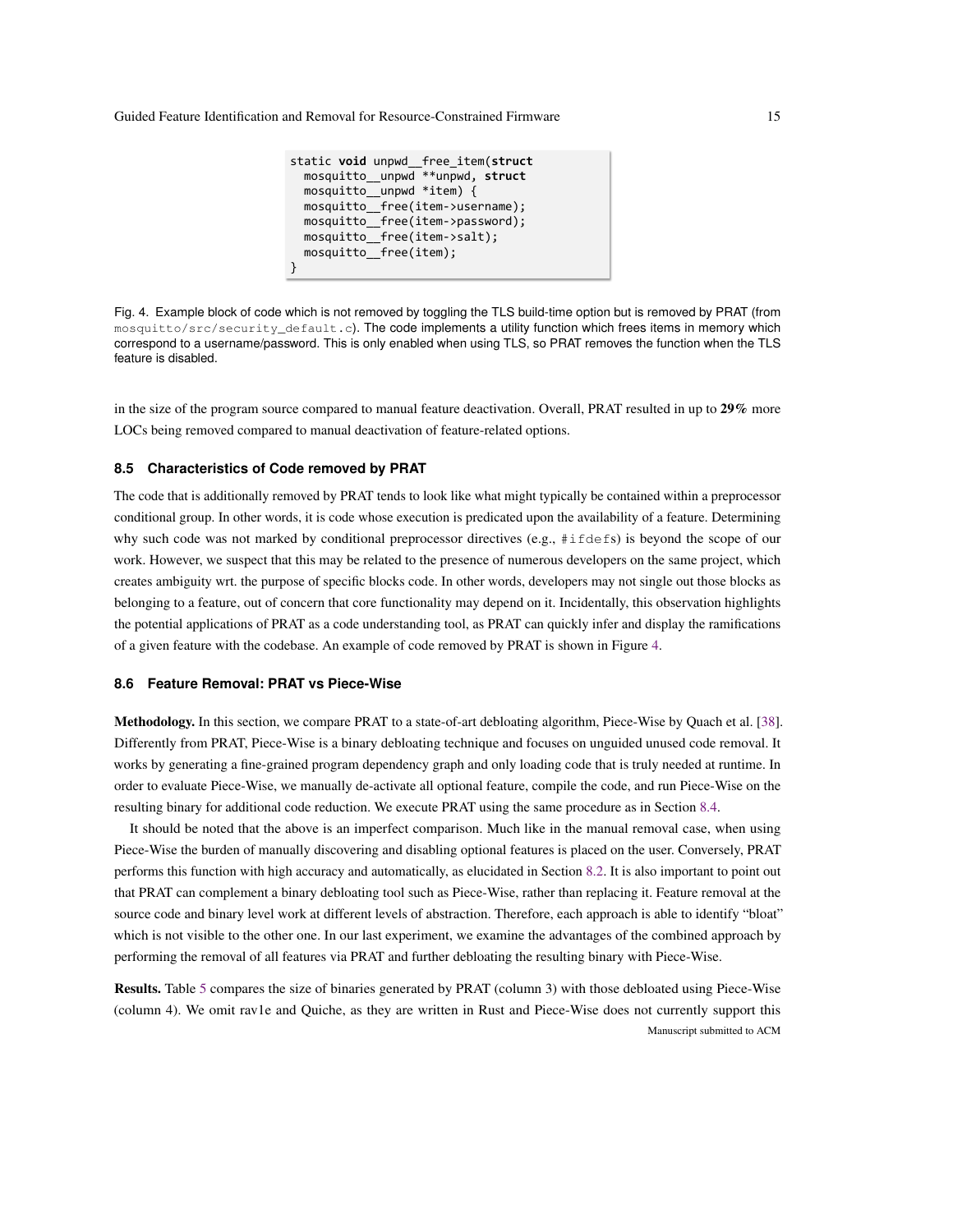```
static void unpwd__free_item(struct
  mosquitto__unpwd **unpwd, struct
  mosquitto__unpwd *item) {
  mosquitto__free(item->username);
  mosquitto__free(item->password);
  mosquitto__free(item->salt);
  mosquitto__free(item);
}
```

Fig. 4. Example block of code which is not removed by toggling the TLS build-time option but is removed by PRAT (from `mosquitto/src/security_default.c`). The code implements a utility function which frees items in memory which correspond to a username/password. This is only enabled when using TLS, so PRAT removes the function when the TLS feature is disabled.

in the size of the program source compared to manual feature deactivation. Overall, PRAT resulted in up to **29%** more LOCs being removed compared to manual deactivation of feature-related options.

### 8.5 Characteristics of Code removed by PRAT

The code that is additionally removed by PRAT tends to look like what might typically be contained within a preprocessor conditional group. In other words, it is code whose execution is predicated upon the availability of a feature. Determining why such code was not marked by conditional preprocessor directives (e.g., `#ifdef`s) is beyond the scope of our work. However, we suspect that this may be related to the presence of numerous developers on the same project, which creates ambiguity wrt. the purpose of specific blocks code. In other words, developers may not single out those blocks as belonging to a feature, out of concern that core functionality may depend on it. Incidentally, this observation highlights the potential applications of PRAT as a code understanding tool, as PRAT can quickly infer and display the ramifications of a given feature with the codebase. An example of code removed by PRAT is shown in Figure 4.

### 8.6 Feature Removal: PRAT vs Piece-Wise

**Methodology.** In this section, we compare PRAT to a state-of-art debloating algorithm, Piece-Wise by Quach et al. [38]. Differently from PRAT, Piece-Wise is a binary debloating technique and focuses on unguided unused code removal. It works by generating a fine-grained program dependency graph and only loading code that is truly needed at runtime. In order to evaluate Piece-Wise, we manually de-activate all optional feature, compile the code, and run Piece-Wise on the resulting binary for additional code reduction. We execute PRAT using the same procedure as in Section 8.4.

It should be noted that the above is an imperfect comparison. Much like in the manual removal case, when using Piece-Wise the burden of manually discovering and disabling optional features is placed on the user. Conversely, PRAT performs this function with high accuracy and automatically, as elucidated in Section 8.2. It is also important to point out that PRAT can complement a binary debloating tool such as Piece-Wise, rather than replacing it. Feature removal at the source code and binary level work at different levels of abstraction. Therefore, each approach is able to identify "bloat" which is not visible to the other one. In our last experiment, we examine the advantages of the combined approach by performing the removal of all features via PRAT and further debloating the resulting binary with Piece-Wise.

**Results.** Table 5 compares the size of binaries generated by PRAT (column 3) with those debloated using Piece-Wise (column 4). We omit rav1e and Quiche, as they are written in Rust and Piece-Wise does not currently support this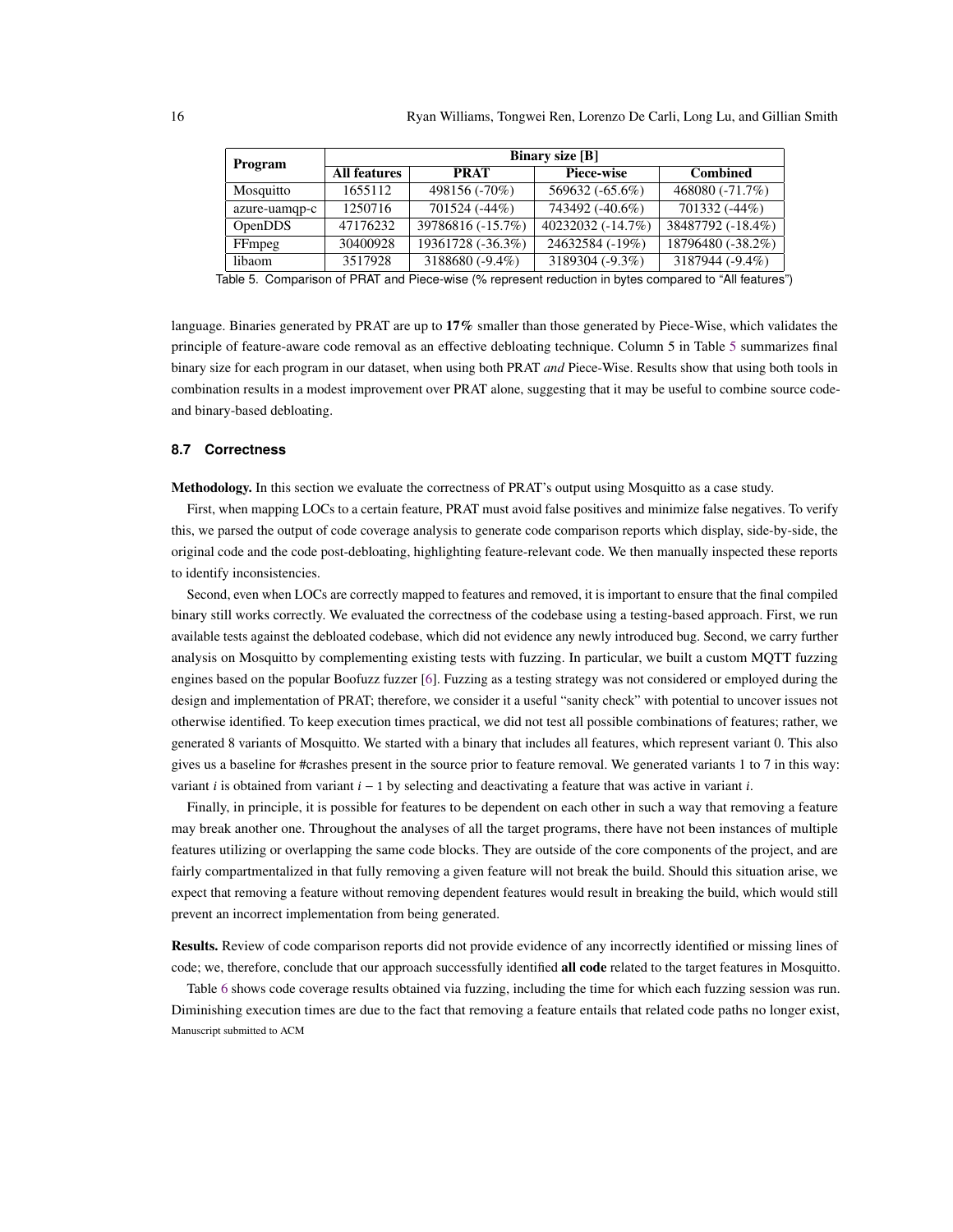| Program | Binary size [B] | | | |
|---|---|---|---|---|
| | **All features** | **PRAT** | **Piece-wise** | **Combined** |
| Mosquitto | 1655112 | 498156 (-70%) | 569632 (-65.6%) | 468080 (-71.7%) |
| azure-uamqp-c | 1250716 | 701524 (-44%) | 743492 (-40.6%) | 701332 (-44%) |
| OpenDDS | 47176232 | 39786816 (-15.7%) | 40232032 (-14.7%) | 38487792 (-18.4%) |
| FFmpeg | 30400928 | 19361728 (-36.3%) | 24632584 (-19%) | 18796480 (-38.2%) |
| libaom | 3517928 | 3188680 (-9.4%) | 3189304 (-9.3%) | 3187944 (-9.4%) |

Table 5. Comparison of PRAT and Piece-wise (% represent reduction in bytes compared to "All features")

language. Binaries generated by PRAT are up to **17%** smaller than those generated by Piece-Wise, which validates the principle of feature-aware code removal as an effective debloating technique. Column 5 in Table 5 summarizes final binary size for each program in our dataset, when using both PRAT *and* Piece-Wise. Results show that using both tools in combination results in a modest improvement over PRAT alone, suggesting that it may be useful to combine source code- and binary-based debloating.

### 8.7 Correctness

**Methodology.** In this section we evaluate the correctness of PRAT's output using Mosquitto as a case study.

First, when mapping LOCs to a certain feature, PRAT must avoid false positives and minimize false negatives. To verify this, we parsed the output of code coverage analysis to generate code comparison reports which display, side-by-side, the original code and the code post-debloating, highlighting feature-relevant code. We then manually inspected these reports to identify inconsistencies.

Second, even when LOCs are correctly mapped to features and removed, it is important to ensure that the final compiled binary still works correctly. We evaluated the correctness of the codebase using a testing-based approach. First, we run available tests against the debloated codebase, which did not evidence any newly introduced bug. Second, we carry further analysis on Mosquitto by complementing existing tests with fuzzing. In particular, we built a custom MQTT fuzzing engines based on the popular Boofuzz fuzzer [6]. Fuzzing as a testing strategy was not considered or employed during the design and implementation of PRAT; therefore, we consider it a useful "sanity check" with potential to uncover issues not otherwise identified. To keep execution times practical, we did not test all possible combinations of features; rather, we generated 8 variants of Mosquitto. We started with a binary that includes all features, which represent variant 0. This also gives us a baseline for #crashes present in the source prior to feature removal. We generated variants 1 to 7 in this way: variant $i$ is obtained from variant $i-1$ by selecting and deactivating a feature that was active in variant $i$.

Finally, in principle, it is possible for features to be dependent on each other in such a way that removing a feature may break another one. Throughout the analyses of all the target programs, there have not been instances of multiple features utilizing or overlapping the same code blocks. They are outside of the core components of the project, and are fairly compartmentalized in that fully removing a given feature will not break the build. Should this situation arise, we expect that removing a feature without removing dependent features would result in breaking the build, which would still prevent an incorrect implementation from being generated.

**Results.** Review of code comparison reports did not provide evidence of any incorrectly identified or missing lines of code; we, therefore, conclude that our approach successfully identified **all code** related to the target features in Mosquitto.

Table 6 shows code coverage results obtained via fuzzing, including the time for which each fuzzing session was run. Diminishing execution times are due to the fact that removing a feature entails that related code paths no longer exist,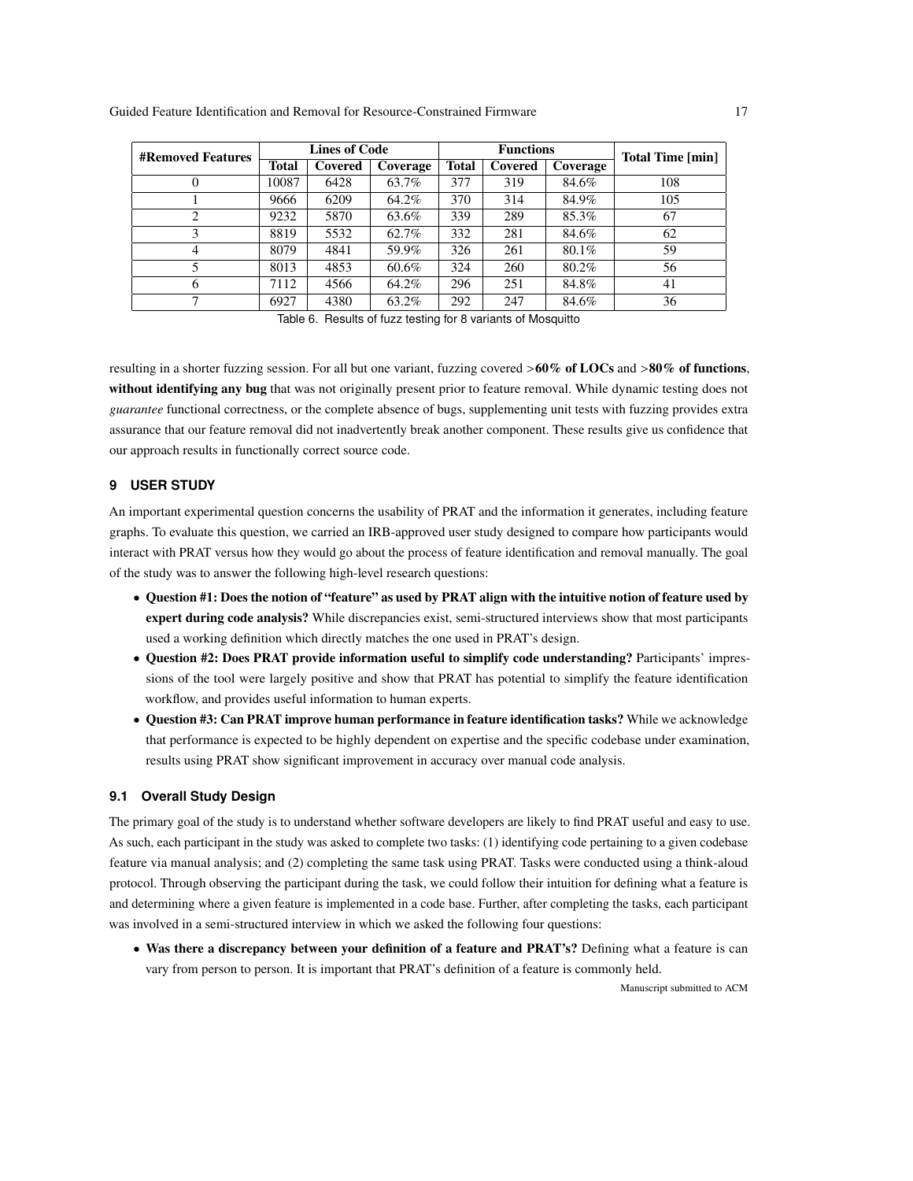| #Removed Features | Lines of Code | | | Functions | | | Total Time [min] |
|---|---|---|---|---|---|---|---|
| | Total | Covered | Coverage | Total | Covered | Coverage | |
| 0 | 10087 | 6428 | 63.7% | 377 | 319 | 84.6% | 108 |
| 1 | 9666 | 6209 | 64.2% | 370 | 314 | 84.9% | 105 |
| 2 | 9232 | 5870 | 63.6% | 339 | 289 | 85.3% | 67 |
| 3 | 8819 | 5532 | 62.7% | 332 | 281 | 84.6% | 62 |
| 4 | 8079 | 4841 | 59.9% | 326 | 261 | 80.1% | 59 |
| 5 | 8013 | 4853 | 60.6% | 324 | 260 | 80.2% | 56 |
| 6 | 7112 | 4566 | 64.2% | 296 | 251 | 84.8% | 41 |
| 7 | 6927 | 4380 | 63.2% | 292 | 247 | 84.6% | 36 |

Table 6. Results of fuzz testing for 8 variants of Mosquitto

resulting in a shorter fuzzing session. For all but one variant, fuzzing covered **>60% of LOCs** and **>80% of functions**, **without identifying any bug** that was not originally present prior to feature removal. While dynamic testing does not *guarantee* functional correctness, or the complete absence of bugs, supplementing unit tests with fuzzing provides extra assurance that our feature removal did not inadvertently break another component. These results give us confidence that our approach results in functionally correct source code.

## 9 USER STUDY

An important experimental question concerns the usability of PRAT and the information it generates, including feature graphs. To evaluate this question, we carried an IRB-approved user study designed to compare how participants would interact with PRAT versus how they would go about the process of feature identification and removal manually. The goal of the study was to answer the following high-level research questions:

- **Question #1: Does the notion of "feature" as used by PRAT align with the intuitive notion of feature used by expert during code analysis?** While discrepancies exist, semi-structured interviews show that most participants used a working definition which directly matches the one used in PRAT's design.
- **Question #2: Does PRAT provide information useful to simplify code understanding?** Participants' impressions of the tool were largely positive and show that PRAT has potential to simplify the feature identification workflow, and provides useful information to human experts.
- **Question #3: Can PRAT improve human performance in feature identification tasks?** While we acknowledge that performance is expected to be highly dependent on expertise and the specific codebase under examination, results using PRAT show significant improvement in accuracy over manual code analysis.

### 9.1 Overall Study Design

The primary goal of the study is to understand whether software developers are likely to find PRAT useful and easy to use. As such, each participant in the study was asked to complete two tasks: (1) identifying code pertaining to a given codebase feature via manual analysis; and (2) completing the same task using PRAT. Tasks were conducted using a think-aloud protocol. Through observing the participant during the task, we could follow their intuition for defining what a feature is and determining where a given feature is implemented in a code base. Further, after completing the tasks, each participant was involved in a semi-structured interview in which we asked the following four questions:

- **Was there a discrepancy between your definition of a feature and PRAT's?** Defining what a feature is can vary from person to person. It is important that PRAT's definition of a feature is commonly held.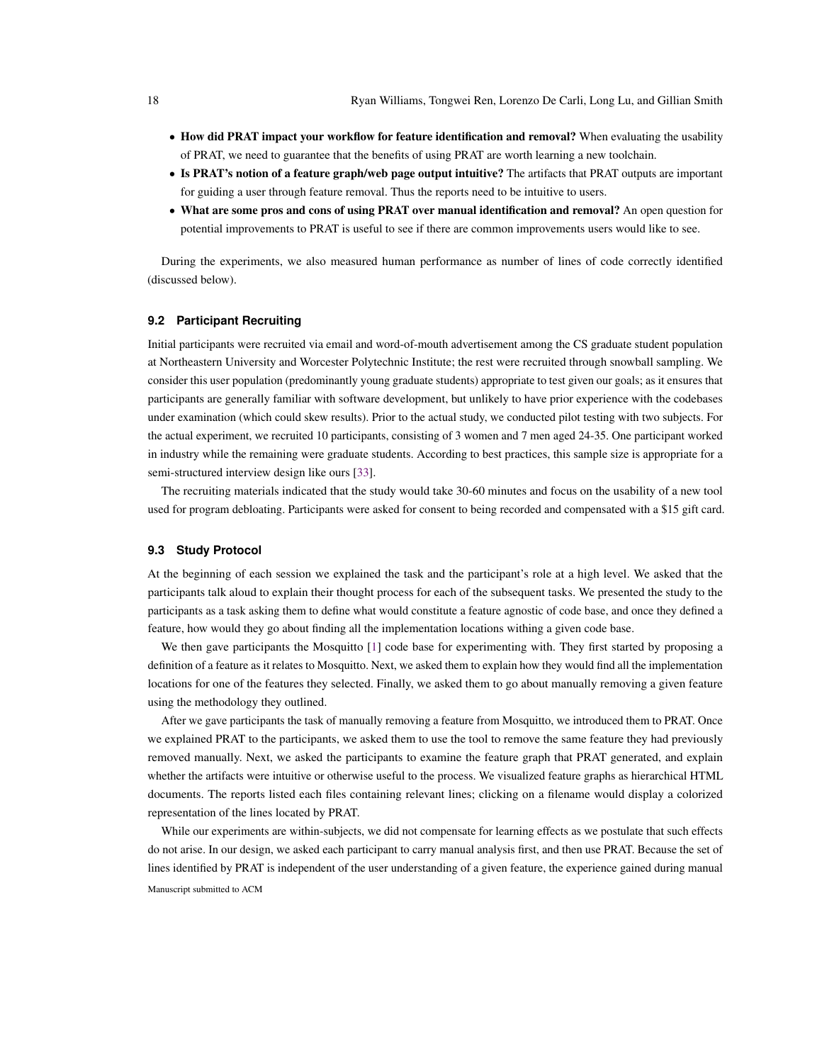- **How did PRAT impact your workflow for feature identification and removal?** When evaluating the usability of PRAT, we need to guarantee that the benefits of using PRAT are worth learning a new toolchain.
- **Is PRAT's notion of a feature graph/web page output intuitive?** The artifacts that PRAT outputs are important for guiding a user through feature removal. Thus the reports need to be intuitive to users.
- **What are some pros and cons of using PRAT over manual identification and removal?** An open question for potential improvements to PRAT is useful to see if there are common improvements users would like to see.

During the experiments, we also measured human performance as number of lines of code correctly identified (discussed below).

### 9.2 Participant Recruiting

Initial participants were recruited via email and word-of-mouth advertisement among the CS graduate student population at Northeastern University and Worcester Polytechnic Institute; the rest were recruited through snowball sampling. We consider this user population (predominantly young graduate students) appropriate to test given our goals; as it ensures that participants are generally familiar with software development, but unlikely to have prior experience with the codebases under examination (which could skew results). Prior to the actual study, we conducted pilot testing with two subjects. For the actual experiment, we recruited 10 participants, consisting of 3 women and 7 men aged 24-35. One participant worked in industry while the remaining were graduate students. According to best practices, this sample size is appropriate for a semi-structured interview design like ours [33].

The recruiting materials indicated that the study would take 30-60 minutes and focus on the usability of a new tool used for program debloating. Participants were asked for consent to being recorded and compensated with a $15 gift card.

### 9.3 Study Protocol

At the beginning of each session we explained the task and the participant's role at a high level. We asked that the participants talk aloud to explain their thought process for each of the subsequent tasks. We presented the study to the participants as a task asking them to define what would constitute a feature agnostic of code base, and once they defined a feature, how would they go about finding all the implementation locations withing a given code base.

We then gave participants the Mosquitto [1] code base for experimenting with. They first started by proposing a definition of a feature as it relates to Mosquitto. Next, we asked them to explain how they would find all the implementation locations for one of the features they selected. Finally, we asked them to go about manually removing a given feature using the methodology they outlined.

After we gave participants the task of manually removing a feature from Mosquitto, we introduced them to PRAT. Once we explained PRAT to the participants, we asked them to use the tool to remove the same feature they had previously removed manually. Next, we asked the participants to examine the feature graph that PRAT generated, and explain whether the artifacts were intuitive or otherwise useful to the process. We visualized feature graphs as hierarchical HTML documents. The reports listed each files containing relevant lines; clicking on a filename would display a colorized representation of the lines located by PRAT.

While our experiments are within-subjects, we did not compensate for learning effects as we postulate that such effects do not arise. In our design, we asked each participant to carry manual analysis first, and then use PRAT. Because the set of lines identified by PRAT is independent of the user understanding of a given feature, the experience gained during manual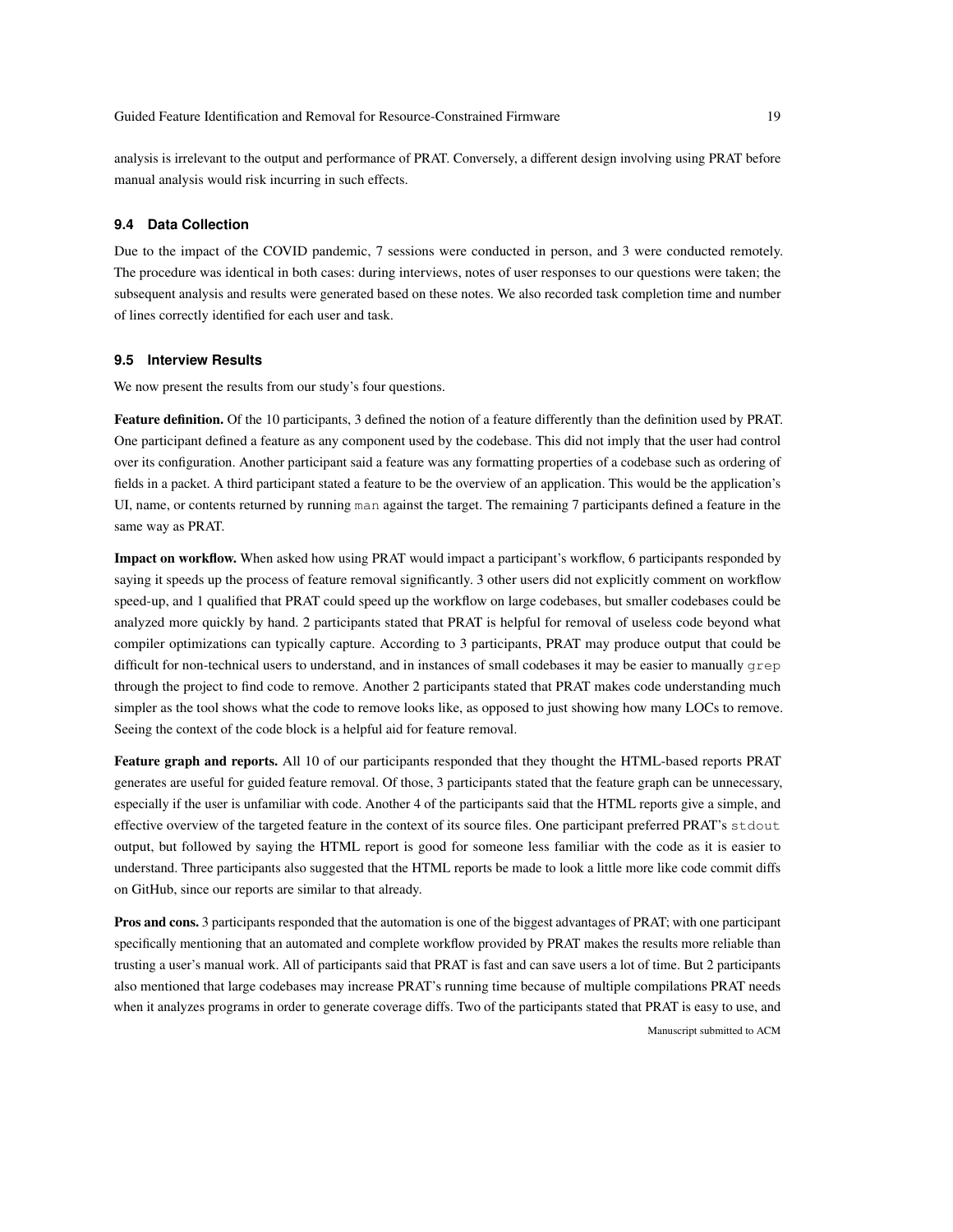analysis is irrelevant to the output and performance of PRAT. Conversely, a different design involving using PRAT before manual analysis would risk incurring in such effects.

### 9.4 Data Collection

Due to the impact of the COVID pandemic, 7 sessions were conducted in person, and 3 were conducted remotely. The procedure was identical in both cases: during interviews, notes of user responses to our questions were taken; the subsequent analysis and results were generated based on these notes. We also recorded task completion time and number of lines correctly identified for each user and task.

### 9.5 Interview Results

We now present the results from our study's four questions.

**Feature definition.** Of the 10 participants, 3 defined the notion of a feature differently than the definition used by PRAT. One participant defined a feature as any component used by the codebase. This did not imply that the user had control over its configuration. Another participant said a feature was any formatting properties of a codebase such as ordering of fields in a packet. A third participant stated a feature to be the overview of an application. This would be the application's UI, name, or contents returned by running `man` against the target. The remaining 7 participants defined a feature in the same way as PRAT.

**Impact on workflow.** When asked how using PRAT would impact a participant's workflow, 6 participants responded by saying it speeds up the process of feature removal significantly. 3 other users did not explicitly comment on workflow speed-up, and 1 qualified that PRAT could speed up the workflow on large codebases, but smaller codebases could be analyzed more quickly by hand. 2 participants stated that PRAT is helpful for removal of useless code beyond what compiler optimizations can typically capture. According to 3 participants, PRAT may produce output that could be difficult for non-technical users to understand, and in instances of small codebases it may be easier to manually `grep` through the project to find code to remove. Another 2 participants stated that PRAT makes code understanding much simpler as the tool shows what the code to remove looks like, as opposed to just showing how many LOCs to remove. Seeing the context of the code block is a helpful aid for feature removal.

**Feature graph and reports.** All 10 of our participants responded that they thought the HTML-based reports PRAT generates are useful for guided feature removal. Of those, 3 participants stated that the feature graph can be unnecessary, especially if the user is unfamiliar with code. Another 4 of the participants said that the HTML reports give a simple, and effective overview of the targeted feature in the context of its source files. One participant preferred PRAT's `stdout` output, but followed by saying the HTML report is good for someone less familiar with the code as it is easier to understand. Three participants also suggested that the HTML reports be made to look a little more like code commit diffs on GitHub, since our reports are similar to that already.

**Pros and cons.** 3 participants responded that the automation is one of the biggest advantages of PRAT; with one participant specifically mentioning that an automated and complete workflow provided by PRAT makes the results more reliable than trusting a user's manual work. All of participants said that PRAT is fast and can save users a lot of time. But 2 participants also mentioned that large codebases may increase PRAT's running time because of multiple compilations PRAT needs when it analyzes programs in order to generate coverage diffs. Two of the participants stated that PRAT is easy to use, and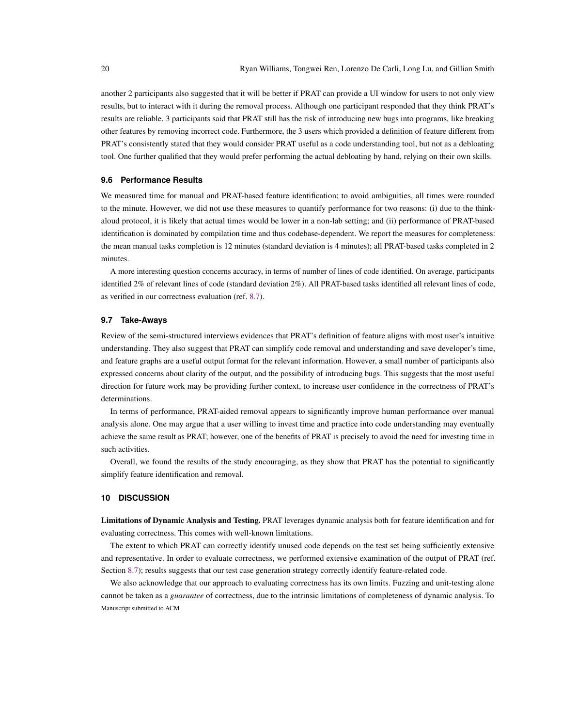another 2 participants also suggested that it will be better if PRAT can provide a UI window for users to not only view results, but to interact with it during the removal process. Although one participant responded that they think PRAT's results are reliable, 3 participants said that PRAT still has the risk of introducing new bugs into programs, like breaking other features by removing incorrect code. Furthermore, the 3 users which provided a definition of feature different from PRAT's consistently stated that they would consider PRAT useful as a code understanding tool, but not as a debloating tool. One further qualified that they would prefer performing the actual debloating by hand, relying on their own skills.

### 9.6 Performance Results

We measured time for manual and PRAT-based feature identification; to avoid ambiguities, all times were rounded to the minute. However, we did not use these measures to quantify performance for two reasons: (i) due to the think-aloud protocol, it is likely that actual times would be lower in a non-lab setting; and (ii) performance of PRAT-based identification is dominated by compilation time and thus codebase-dependent. We report the measures for completeness: the mean manual tasks completion is 12 minutes (standard deviation is 4 minutes); all PRAT-based tasks completed in 2 minutes.

A more interesting question concerns accuracy, in terms of number of lines of code identified. On average, participants identified 2% of relevant lines of code (standard deviation 2%). All PRAT-based tasks identified all relevant lines of code, as verified in our correctness evaluation (ref. 8.7).

### 9.7 Take-Aways

Review of the semi-structured interviews evidences that PRAT's definition of feature aligns with most user's intuitive understanding. They also suggest that PRAT can simplify code removal and understanding and save developer's time, and feature graphs are a useful output format for the relevant information. However, a small number of participants also expressed concerns about clarity of the output, and the possibility of introducing bugs. This suggests that the most useful direction for future work may be providing further context, to increase user confidence in the correctness of PRAT's determinations.

In terms of performance, PRAT-aided removal appears to significantly improve human performance over manual analysis alone. One may argue that a user willing to invest time and practice into code understanding may eventually achieve the same result as PRAT; however, one of the benefits of PRAT is precisely to avoid the need for investing time in such activities.

Overall, we found the results of the study encouraging, as they show that PRAT has the potential to significantly simplify feature identification and removal.

## 10 DISCUSSION

**Limitations of Dynamic Analysis and Testing.** PRAT leverages dynamic analysis both for feature identification and for evaluating correctness. This comes with well-known limitations.

The extent to which PRAT can correctly identify unused code depends on the test set being sufficiently extensive and representative. In order to evaluate correctness, we performed extensive examination of the output of PRAT (ref. Section 8.7); results suggests that our test case generation strategy correctly identify feature-related code.

We also acknowledge that our approach to evaluating correctness has its own limits. Fuzzing and unit-testing alone cannot be taken as a *guarantee* of correctness, due to the intrinsic limitations of completeness of dynamic analysis. To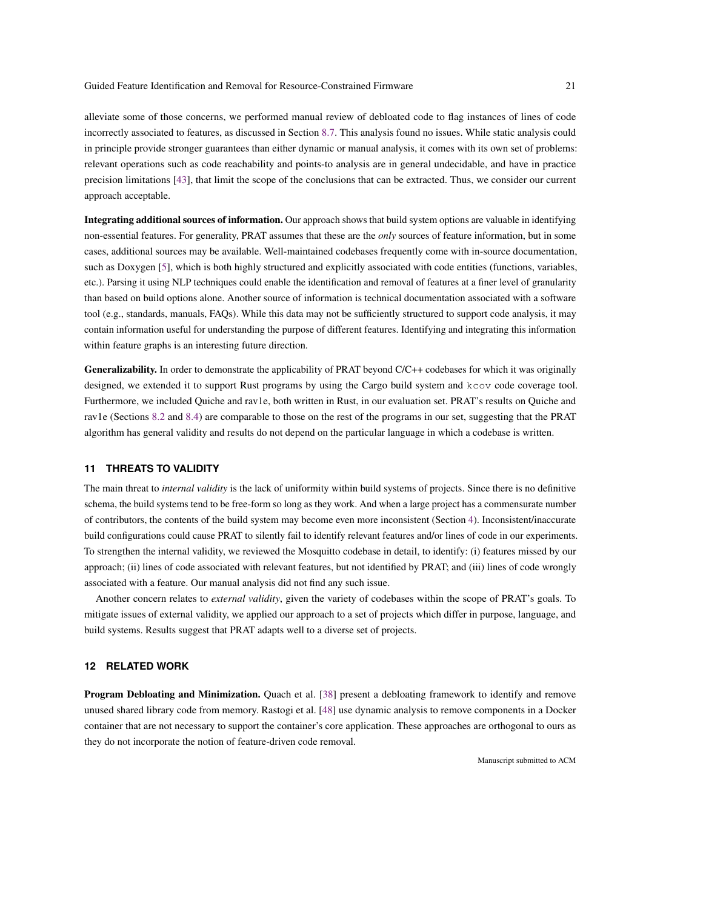alleviate some of those concerns, we performed manual review of debloated code to flag instances of lines of code incorrectly associated to features, as discussed in Section 8.7. This analysis found no issues. While static analysis could in principle provide stronger guarantees than either dynamic or manual analysis, it comes with its own set of problems: relevant operations such as code reachability and points-to analysis are in general undecidable, and have in practice precision limitations [43], that limit the scope of the conclusions that can be extracted. Thus, we consider our current approach acceptable.

**Integrating additional sources of information.** Our approach shows that build system options are valuable in identifying non-essential features. For generality, PRAT assumes that these are the *only* sources of feature information, but in some cases, additional sources may be available. Well-maintained codebases frequently come with in-source documentation, such as Doxygen [5], which is both highly structured and explicitly associated with code entities (functions, variables, etc.). Parsing it using NLP techniques could enable the identification and removal of features at a finer level of granularity than based on build options alone. Another source of information is technical documentation associated with a software tool (e.g., standards, manuals, FAQs). While this data may not be sufficiently structured to support code analysis, it may contain information useful for understanding the purpose of different features. Identifying and integrating this information within feature graphs is an interesting future direction.

**Generalizability.** In order to demonstrate the applicability of PRAT beyond C/C++ codebases for which it was originally designed, we extended it to support Rust programs by using the Cargo build system and `kcov` code coverage tool. Furthermore, we included Quiche and rav1e, both written in Rust, in our evaluation set. PRAT's results on Quiche and rav1e (Sections 8.2 and 8.4) are comparable to those on the rest of the programs in our set, suggesting that the PRAT algorithm has general validity and results do not depend on the particular language in which a codebase is written.

## 11 THREATS TO VALIDITY

The main threat to *internal validity* is the lack of uniformity within build systems of projects. Since there is no definitive schema, the build systems tend to be free-form so long as they work. And when a large project has a commensurate number of contributors, the contents of the build system may become even more inconsistent (Section 4). Inconsistent/inaccurate build configurations could cause PRAT to silently fail to identify relevant features and/or lines of code in our experiments. To strengthen the internal validity, we reviewed the Mosquitto codebase in detail, to identify: (i) features missed by our approach; (ii) lines of code associated with relevant features, but not identified by PRAT; and (iii) lines of code wrongly associated with a feature. Our manual analysis did not find any such issue.

Another concern relates to *external validity*, given the variety of codebases within the scope of PRAT's goals. To mitigate issues of external validity, we applied our approach to a set of projects which differ in purpose, language, and build systems. Results suggest that PRAT adapts well to a diverse set of projects.

## 12 RELATED WORK

**Program Debloating and Minimization.** Quach et al. [38] present a debloating framework to identify and remove unused shared library code from memory. Rastogi et al. [48] use dynamic analysis to remove components in a Docker container that are not necessary to support the container's core application. These approaches are orthogonal to ours as they do not incorporate the notion of feature-driven code removal.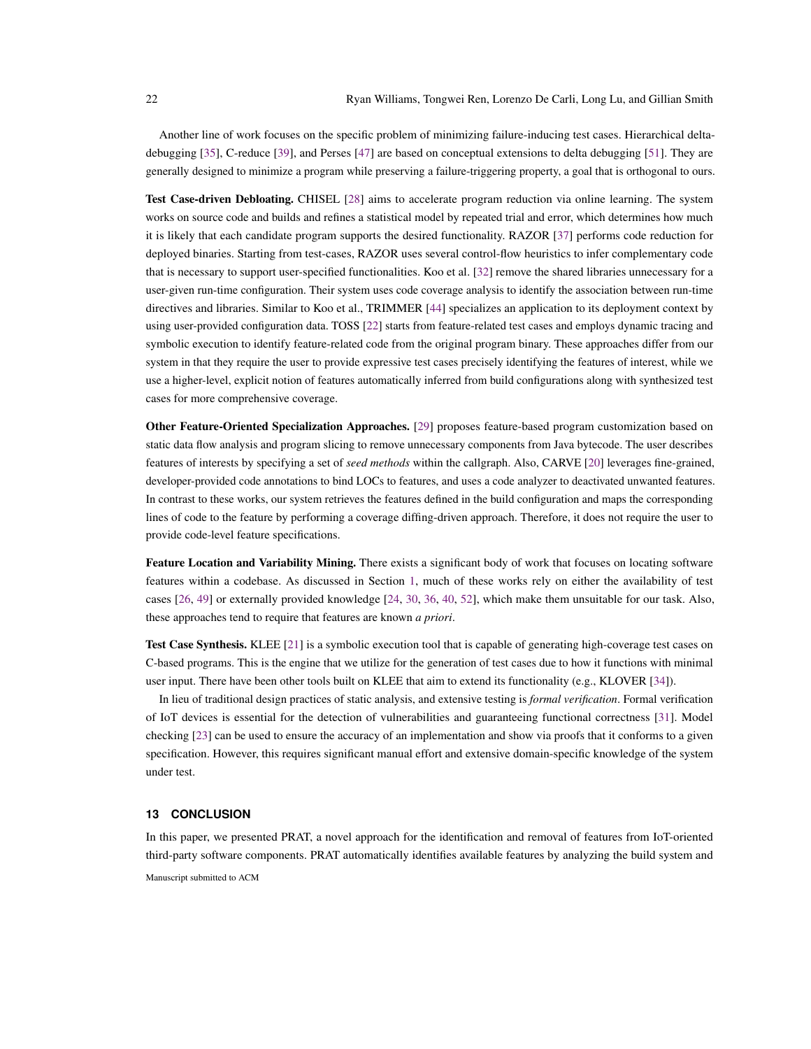Another line of work focuses on the specific problem of minimizing failure-inducing test cases. Hierarchical delta-debugging [35], C-reduce [39], and Perses [47] are based on conceptual extensions to delta debugging [51]. They are generally designed to minimize a program while preserving a failure-triggering property, a goal that is orthogonal to ours.

**Test Case-driven Debloating.** CHISEL [28] aims to accelerate program reduction via online learning. The system works on source code and builds and refines a statistical model by repeated trial and error, which determines how much it is likely that each candidate program supports the desired functionality. RAZOR [37] performs code reduction for deployed binaries. Starting from test-cases, RAZOR uses several control-flow heuristics to infer complementary code that is necessary to support user-specified functionalities. Koo et al. [32] remove the shared libraries unnecessary for a user-given run-time configuration. Their system uses code coverage analysis to identify the association between run-time directives and libraries. Similar to Koo et al., TRIMMER [44] specializes an application to its deployment context by using user-provided configuration data. TOSS [22] starts from feature-related test cases and employs dynamic tracing and symbolic execution to identify feature-related code from the original program binary. These approaches differ from our system in that they require the user to provide expressive test cases precisely identifying the features of interest, while we use a higher-level, explicit notion of features automatically inferred from build configurations along with synthesized test cases for more comprehensive coverage.

**Other Feature-Oriented Specialization Approaches.** [29] proposes feature-based program customization based on static data flow analysis and program slicing to remove unnecessary components from Java bytecode. The user describes features of interests by specifying a set of *seed methods* within the callgraph. Also, CARVE [20] leverages fine-grained, developer-provided code annotations to bind LOCs to features, and uses a code analyzer to deactivated unwanted features. In contrast to these works, our system retrieves the features defined in the build configuration and maps the corresponding lines of code to the feature by performing a coverage diffing-driven approach. Therefore, it does not require the user to provide code-level feature specifications.

**Feature Location and Variability Mining.** There exists a significant body of work that focuses on locating software features within a codebase. As discussed in Section 1, much of these works rely on either the availability of test cases [26, 49] or externally provided knowledge [24, 30, 36, 40, 52], which make them unsuitable for our task. Also, these approaches tend to require that features are known *a priori*.

**Test Case Synthesis.** KLEE [21] is a symbolic execution tool that is capable of generating high-coverage test cases on C-based programs. This is the engine that we utilize for the generation of test cases due to how it functions with minimal user input. There have been other tools built on KLEE that aim to extend its functionality (e.g., KLOVER [34]).

In lieu of traditional design practices of static analysis, and extensive testing is *formal verification*. Formal verification of IoT devices is essential for the detection of vulnerabilities and guaranteeing functional correctness [31]. Model checking [23] can be used to ensure the accuracy of an implementation and show via proofs that it conforms to a given specification. However, this requires significant manual effort and extensive domain-specific knowledge of the system under test.

## 13 CONCLUSION

In this paper, we presented PRAT, a novel approach for the identification and removal of features from IoT-oriented third-party software components. PRAT automatically identifies available features by analyzing the build system and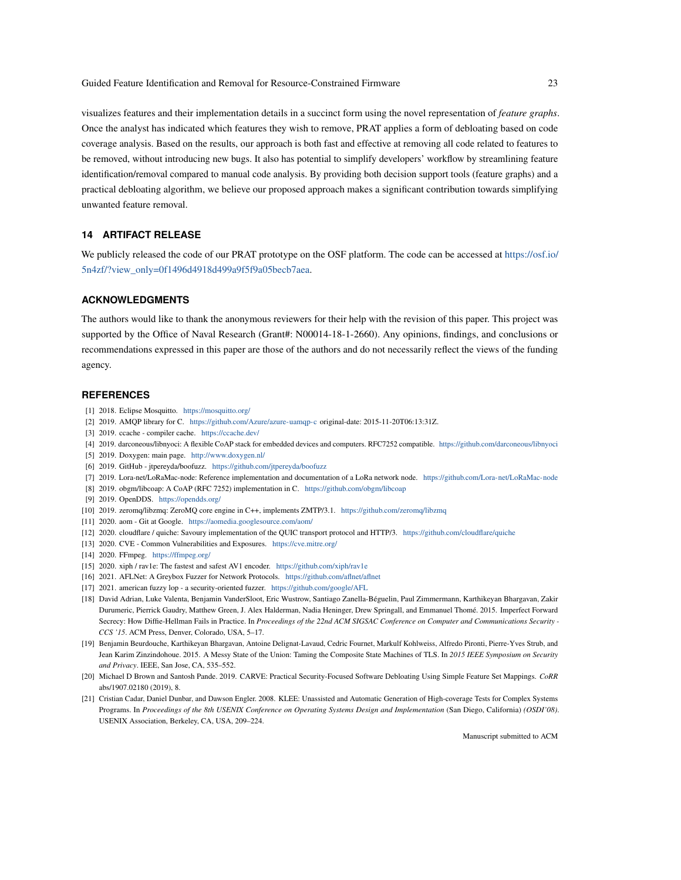visualizes features and their implementation details in a succinct form using the novel representation of *feature graphs*. Once the analyst has indicated which features they wish to remove, PRAT applies a form of debloating based on code coverage analysis. Based on the results, our approach is both fast and effective at removing all code related to features to be removed, without introducing new bugs. It also has potential to simplify developers' workflow by streamlining feature identification/removal compared to manual code analysis. By providing both decision support tools (feature graphs) and a practical debloating algorithm, we believe our proposed approach makes a significant contribution towards simplifying unwanted feature removal.

## 14 ARTIFACT RELEASE

We publicly released the code of our PRAT prototype on the OSF platform. The code can be accessed at https://osf.io/5n4zf/?view_only=0f1496d4918d499a9f5f9a05becb7aea.

## ACKNOWLEDGMENTS

The authors would like to thank the anonymous reviewers for their help with the revision of this paper. This project was supported by the Office of Naval Research (Grant#: N00014-18-1-2660). Any opinions, findings, and conclusions or recommendations expressed in this paper are those of the authors and do not necessarily reflect the views of the funding agency.

## REFERENCES

[1] 2018. Eclipse Mosquitto. https://mosquitto.org/

[2] 2019. AMQP library for C. https://github.com/Azure/azure-uamqp-c original-date: 2015-11-20T06:13:31Z.

[3] 2019. ccache - compiler cache. https://ccache.dev/

[4] 2019. darconeous/libnyoci: A flexible CoAP stack for embedded devices and computers. RFC7252 compatible. https://github.com/darconeous/libnyoci

[5] 2019. Doxygen: main page. http://www.doxygen.nl/

[6] 2019. GitHub - jtpereyda/boofuzz. https://github.com/jtpereyda/boofuzz

[7] 2019. Lora-net/LoRaMac-node: Reference implementation and documentation of a LoRa network node. https://github.com/Lora-net/LoRaMac-node

[8] 2019. obgm/libcoap: A CoAP (RFC 7252) implementation in C. https://github.com/obgm/libcoap

[9] 2019. OpenDDS. https://opendds.org/

[10] 2019. zeromq/libzmq: ZeroMQ core engine in C++, implements ZMTP/3.1. https://github.com/zeromq/libzmq

[11] 2020. aom - Git at Google. https://aomedia.googlesource.com/aom/

[12] 2020. cloudflare / quiche: Savoury implementation of the QUIC transport protocol and HTTP/3. https://github.com/cloudflare/quiche

[13] 2020. CVE - Common Vulnerabilities and Exposures. https://cve.mitre.org/

[14] 2020. FFmpeg. https://ffmpeg.org/

[15] 2020. xiph / rav1e: The fastest and safest AV1 encoder. https://github.com/xiph/rav1e

[16] 2021. AFLNet: A Greybox Fuzzer for Network Protocols. https://github.com/aflnet/aflnet

[17] 2021. american fuzzy lop - a security-oriented fuzzer. https://github.com/google/AFL

[18] David Adrian, Luke Valenta, Benjamin VanderSloot, Eric Wustrow, Santiago Zanella-Béguelin, Paul Zimmermann, Karthikeyan Bhargavan, Zakir Durumeric, Pierrick Gaudry, Matthew Green, J. Alex Halderman, Nadia Heninger, Drew Springall, and Emmanuel Thomé. 2015. Imperfect Forward Secrecy: How Diffie-Hellman Fails in Practice. In *Proceedings of the 22nd ACM SIGSAC Conference on Computer and Communications Security - CCS '15*. ACM Press, Denver, Colorado, USA, 5–17.

[19] Benjamin Beurdouche, Karthikeyan Bhargavan, Antoine Delignat-Lavaud, Cedric Fournet, Markulf Kohlweiss, Alfredo Pironti, Pierre-Yves Strub, and Jean Karim Zinzindohoue. 2015. A Messy State of the Union: Taming the Composite State Machines of TLS. In *2015 IEEE Symposium on Security and Privacy*. IEEE, San Jose, CA, 535–552.

[20] Michael D Brown and Santosh Pande. 2019. CARVE: Practical Security-Focused Software Debloating Using Simple Feature Set Mappings. *CoRR* abs/1907.02180 (2019), 8.

[21] Cristian Cadar, Daniel Dunbar, and Dawson Engler. 2008. KLEE: Unassisted and Automatic Generation of High-coverage Tests for Complex Systems Programs. In *Proceedings of the 8th USENIX Conference on Operating Systems Design and Implementation* (San Diego, California) *(OSDI'08)*. USENIX Association, Berkeley, CA, USA, 209–224.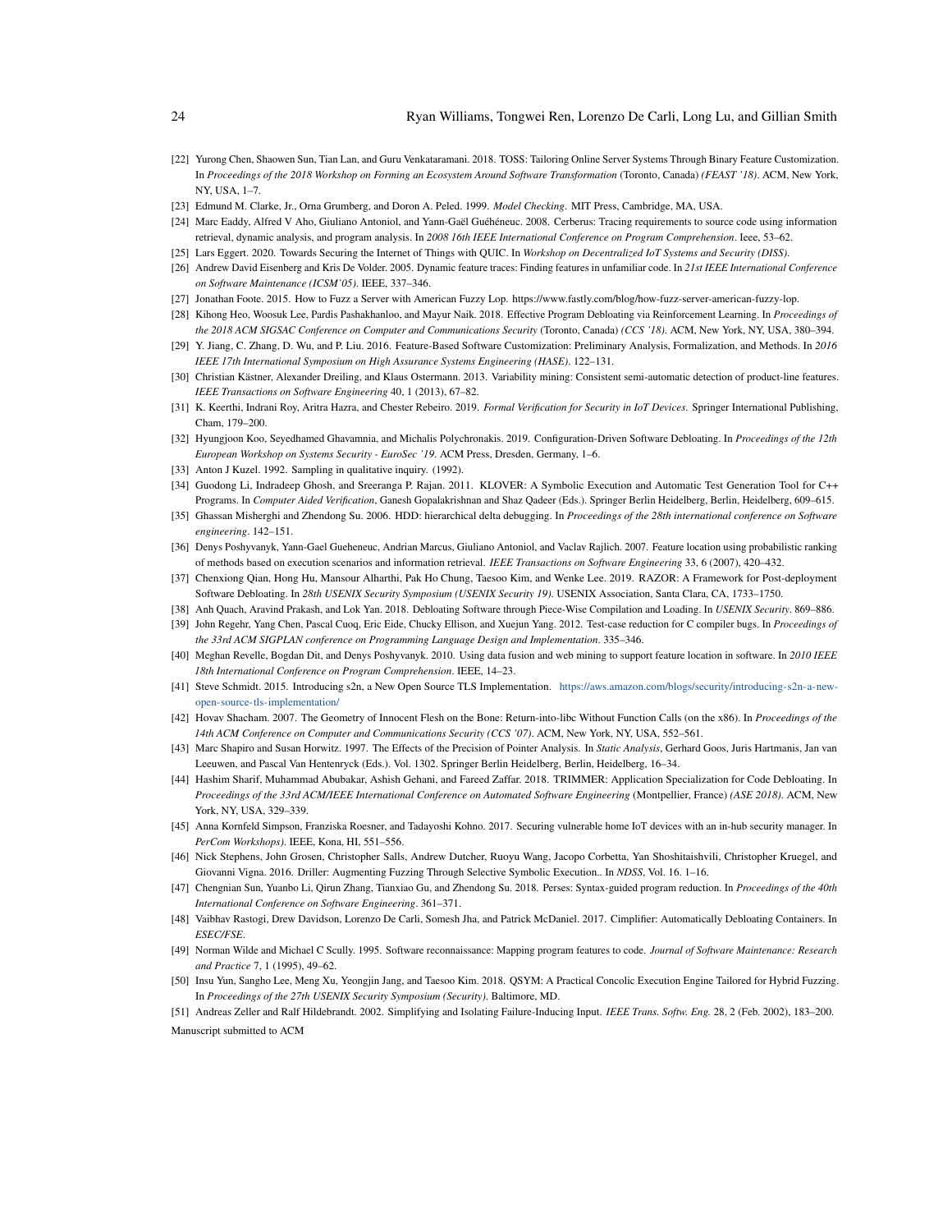[22] Yurong Chen, Shaowen Sun, Tian Lan, and Guru Venkataramani. 2018. TOSS: Tailoring Online Server Systems Through Binary Feature Customization. In *Proceedings of the 2018 Workshop on Forming an Ecosystem Around Software Transformation* (Toronto, Canada) *(FEAST '18)*. ACM, New York, NY, USA, 1–7.

[23] Edmund M. Clarke, Jr., Orna Grumberg, and Doron A. Peled. 1999. *Model Checking*. MIT Press, Cambridge, MA, USA.

[24] Marc Eaddy, Alfred V Aho, Giuliano Antoniol, and Yann-Gaël Guéhéneuc. 2008. Cerberus: Tracing requirements to source code using information retrieval, dynamic analysis, and program analysis. In *2008 16th IEEE International Conference on Program Comprehension*. Ieee, 53–62.

[25] Lars Eggert. 2020. Towards Securing the Internet of Things with QUIC. In *Workshop on Decentralized IoT Systems and Security (DISS)*.

[26] Andrew David Eisenberg and Kris De Volder. 2005. Dynamic feature traces: Finding features in unfamiliar code. In *21st IEEE International Conference on Software Maintenance (ICSM'05)*. IEEE, 337–346.

[27] Jonathan Foote. 2015. How to Fuzz a Server with American Fuzzy Lop. https://www.fastly.com/blog/how-fuzz-server-american-fuzzy-lop.

[28] Kihong Heo, Woosuk Lee, Pardis Pashakhanloo, and Mayur Naik. 2018. Effective Program Debloating via Reinforcement Learning. In *Proceedings of the 2018 ACM SIGSAC Conference on Computer and Communications Security* (Toronto, Canada) *(CCS '18)*. ACM, New York, NY, USA, 380–394.

[29] Y. Jiang, C. Zhang, D. Wu, and P. Liu. 2016. Feature-Based Software Customization: Preliminary Analysis, Formalization, and Methods. In *2016 IEEE 17th International Symposium on High Assurance Systems Engineering (HASE)*. 122–131.

[30] Christian Kästner, Alexander Dreiling, and Klaus Ostermann. 2013. Variability mining: Consistent semi-automatic detection of product-line features. *IEEE Transactions on Software Engineering* 40, 1 (2013), 67–82.

[31] K. Keerthi, Indrani Roy, Aritra Hazra, and Chester Rebeiro. 2019. *Formal Verification for Security in IoT Devices*. Springer International Publishing, Cham, 179–200.

[32] Hyungjoon Koo, Seyedhamed Ghavamnia, and Michalis Polychronakis. 2019. Configuration-Driven Software Debloating. In *Proceedings of the 12th European Workshop on Systems Security - EuroSec '19*. ACM Press, Dresden, Germany, 1–6.

[33] Anton J Kuzel. 1992. Sampling in qualitative inquiry. (1992).

[34] Guodong Li, Indradeep Ghosh, and Sreeranga P. Rajan. 2011. KLOVER: A Symbolic Execution and Automatic Test Generation Tool for C++ Programs. In *Computer Aided Verification*, Ganesh Gopalakrishnan and Shaz Qadeer (Eds.). Springer Berlin Heidelberg, Berlin, Heidelberg, 609–615.

[35] Ghassan Misherghi and Zhendong Su. 2006. HDD: hierarchical delta debugging. In *Proceedings of the 28th international conference on Software engineering*. 142–151.

[36] Denys Poshyvanyk, Yann-Gael Gueheneuc, Andrian Marcus, Giuliano Antoniol, and Vaclav Rajlich. 2007. Feature location using probabilistic ranking of methods based on execution scenarios and information retrieval. *IEEE Transactions on Software Engineering* 33, 6 (2007), 420–432.

[37] Chenxiong Qian, Hong Hu, Mansour Alharthi, Pak Ho Chung, Taesoo Kim, and Wenke Lee. 2019. RAZOR: A Framework for Post-deployment Software Debloating. In *28th USENIX Security Symposium (USENIX Security 19)*. USENIX Association, Santa Clara, CA, 1733–1750.

[38] Anh Quach, Aravind Prakash, and Lok Yan. 2018. Debloating Software through Piece-Wise Compilation and Loading. In *USENIX Security*. 869–886.

[39] John Regehr, Yang Chen, Pascal Cuoq, Eric Eide, Chucky Ellison, and Xuejun Yang. 2012. Test-case reduction for C compiler bugs. In *Proceedings of the 33rd ACM SIGPLAN conference on Programming Language Design and Implementation*. 335–346.

[40] Meghan Revelle, Bogdan Dit, and Denys Poshyvanyk. 2010. Using data fusion and web mining to support feature location in software. In *2010 IEEE 18th International Conference on Program Comprehension*. IEEE, 14–23.

[41] Steve Schmidt. 2015. Introducing s2n, a New Open Source TLS Implementation. https://aws.amazon.com/blogs/security/introducing-s2n-a-new-open-source-tls-implementation/

[42] Hovav Shacham. 2007. The Geometry of Innocent Flesh on the Bone: Return-into-libc Without Function Calls (on the x86). In *Proceedings of the 14th ACM Conference on Computer and Communications Security (CCS '07)*. ACM, New York, NY, USA, 552–561.

[43] Marc Shapiro and Susan Horwitz. 1997. The Effects of the Precision of Pointer Analysis. In *Static Analysis*, Gerhard Goos, Juris Hartmanis, Jan van Leeuwen, and Pascal Van Hentenryck (Eds.). Vol. 1302. Springer Berlin Heidelberg, Berlin, Heidelberg, 16–34.

[44] Hashim Sharif, Muhammad Abubakar, Ashish Gehani, and Fareed Zaffar. 2018. TRIMMER: Application Specialization for Code Debloating. In *Proceedings of the 33rd ACM/IEEE International Conference on Automated Software Engineering* (Montpellier, France) *(ASE 2018)*. ACM, New York, NY, USA, 329–339.

[45] Anna Kornfeld Simpson, Franziska Roesner, and Tadayoshi Kohno. 2017. Securing vulnerable home IoT devices with an in-hub security manager. In *PerCom Workshops)*. IEEE, Kona, HI, 551–556.

[46] Nick Stephens, John Grosen, Christopher Salls, Andrew Dutcher, Ruoyu Wang, Jacopo Corbetta, Yan Shoshitaishvili, Christopher Kruegel, and Giovanni Vigna. 2016. Driller: Augmenting Fuzzing Through Selective Symbolic Execution.. In *NDSS*, Vol. 16. 1–16.

[47] Chengnian Sun, Yuanbo Li, Qirun Zhang, Tianxiao Gu, and Zhendong Su. 2018. Perses: Syntax-guided program reduction. In *Proceedings of the 40th International Conference on Software Engineering*. 361–371.

[48] Vaibhav Rastogi, Drew Davidson, Lorenzo De Carli, Somesh Jha, and Patrick McDaniel. 2017. Cimplifier: Automatically Debloating Containers. In *ESEC/FSE*.

[49] Norman Wilde and Michael C Scully. 1995. Software reconnaissance: Mapping program features to code. *Journal of Software Maintenance: Research and Practice* 7, 1 (1995), 49–62.

[50] Insu Yun, Sangho Lee, Meng Xu, Yeongjin Jang, and Taesoo Kim. 2018. QSYM: A Practical Concolic Execution Engine Tailored for Hybrid Fuzzing. In *Proceedings of the 27th USENIX Security Symposium (Security)*. Baltimore, MD.

[51] Andreas Zeller and Ralf Hildebrandt. 2002. Simplifying and Isolating Failure-Inducing Input. *IEEE Trans. Softw. Eng.* 28, 2 (Feb. 2002), 183–200.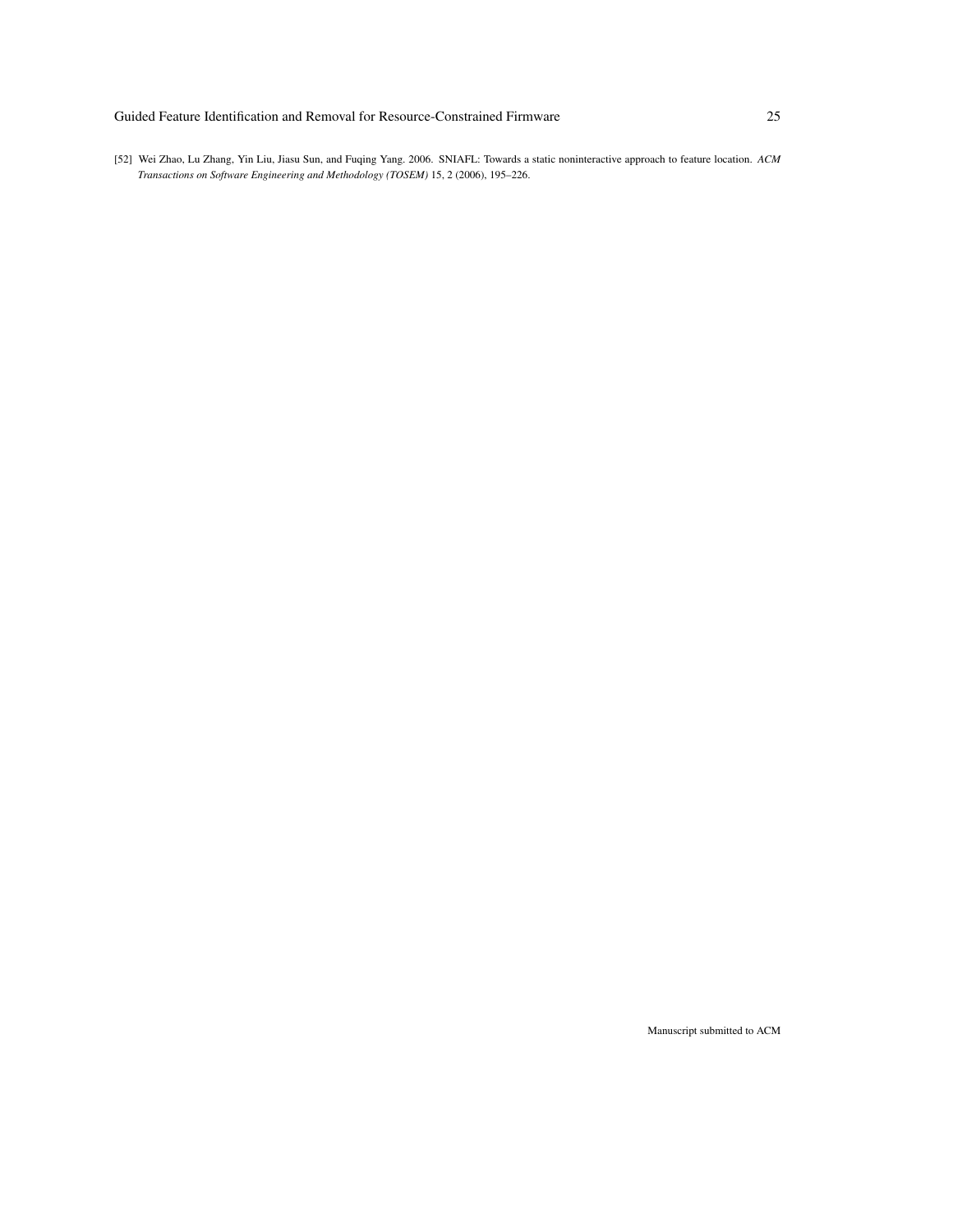[52] Wei Zhao, Lu Zhang, Yin Liu, Jiasu Sun, and Fuqing Yang. 2006. SNIAFL: Towards a static noninteractive approach to feature location. *ACM Transactions on Software Engineering and Methodology (TOSEM)* 15, 2 (2006), 195–226.